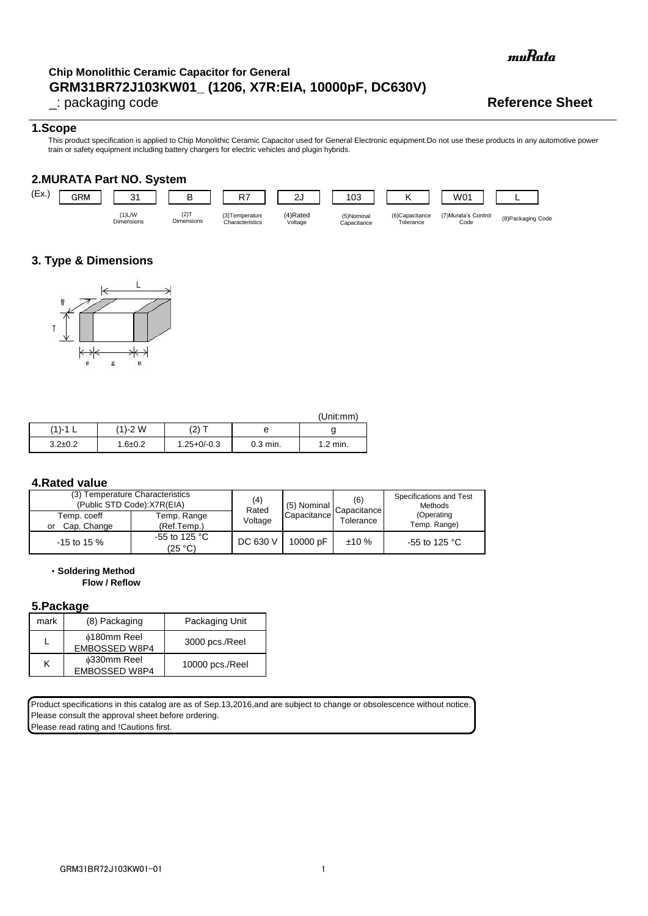muRata

**Chip Monolithic Ceramic Capacitor for General**
## GRM31BR72J103KW01_ (1206, X7R:EIA, 10000pF, DC630V)

_: packaging code

**Reference Sheet**

### 1.Scope

This product specification is applied to Chip Monolithic Ceramic Capacitor used for General Electronic equipment.Do not use these products in any automotive power train or safety equipment including battery chargers for electric vehicles and plugin hybrids.

### 2.MURATA Part NO. System

| (Ex.) | GRM | 31 | B | R7 | 2J | 103 | K | W01 | L |
|---|---|---|---|---|---|---|---|---|---|
| | | (1)L/W Dimensions | (2)T Dimensions | (3)Temperature Characteristics | (4)Rated Voltage | (5)Nominal Capacitance | (6)Capacitance Tolerance | (7)Murata's Control Code | (8)Packaging Code |

### 3. Type & Dimensions

(Unit:mm)

| (1)-1 L | (1)-2 W | (2) T | e | g |
|---|---|---|---|---|
| 3.2±0.2 | 1.6±0.2 | 1.25+0/-0.3 | 0.3 min. | 1.2 min. |

### 4.Rated value

| (3) Temperature Characteristics (Public STD Code):X7R(EIA) | | (4) Rated Voltage | (5) Nominal Capacitance | (6) Capacitance Tolerance | Specifications and Test Methods (Operating Temp. Range) |
|---|---|---|---|---|---|
| Temp. coeff or Cap. Change | Temp. Range (Ref.Temp.) | | | | |
| -15 to 15 % | -55 to 125 °C (25 °C) | DC 630 V | 10000 pF | ±10 % | -55 to 125 °C |

- **Soldering Method**
  **Flow / Reflow**

### 5.Package

| mark | (8) Packaging | Packaging Unit |
|---|---|---|
| L | ϕ180mm Reel EMBOSSED W8P4 | 3000 pcs./Reel |
| K | ϕ330mm Reel EMBOSSED W8P4 | 10000 pcs./Reel |

Product specifications in this catalog are as of Sep.13,2016,and are subject to change or obsolescence without notice.
Please consult the approval sheet before ordering.
Please read rating and !Cautions first.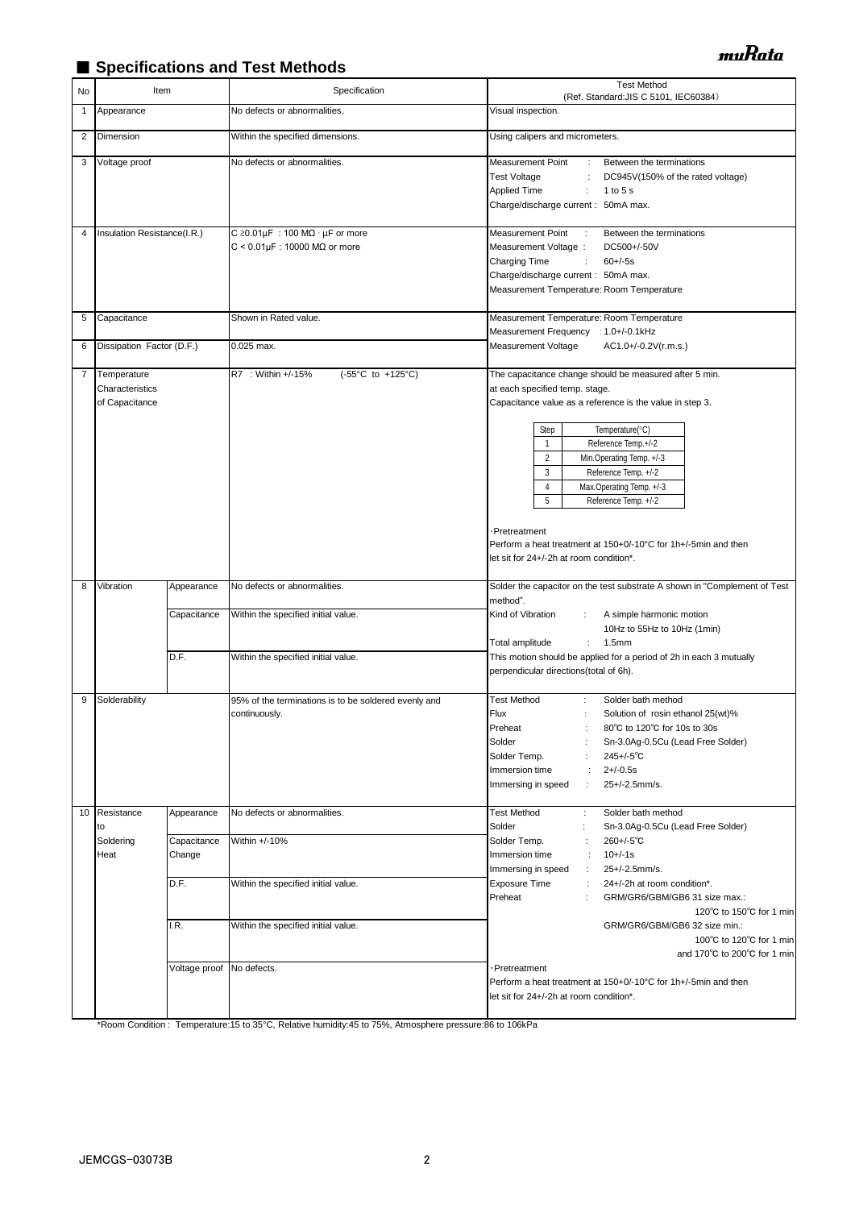## ■ Specifications and Test Methods

| No | Item | | Specification | Test Method (Ref. Standard:JIS C 5101, IEC60384) |
|---|---|---|---|---|
| 1 | Appearance | | No defects or abnormalities. | Visual inspection. |
| 2 | Dimension | | Within the specified dimensions. | Using calipers and micrometers. |
| 3 | Voltage proof | | No defects or abnormalities. | Measurement Point : Between the terminations<br>Test Voltage : DC945V(150% of the rated voltage)<br>Applied Time : 1 to 5 s<br>Charge/discharge current : 50mA max. |
| 4 | Insulation Resistance(I.R.) | | C ≥0.01μF : 100 MΩ・μF or more<br>C < 0.01μF : 10000 MΩ or more | Measurement Point : Between the terminations<br>Measurement Voltage : DC500+/-50V<br>Charging Time : 60+/-5s<br>Charge/discharge current : 50mA max.<br>Measurement Temperature: Room Temperature |
| 5 | Capacitance | | Shown in Rated value. | Measurement Temperature: Room Temperature<br>Measurement Frequency : 1.0+/-0.1kHz<br>Measurement Voltage AC1.0+/-0.2V(r.m.s.) |
| 6 | Dissipation Factor (D.F.) | | 0.025 max. | |
| 7 | Temperature Characteristics of Capacitance | | R7 : Within +/-15% (-55°C to +125°C) | The capacitance change should be measured after 5 min. at each specified temp. stage.<br>Capacitance value as a reference is the value in step 3.<br>Step 1: Reference Temp.+/-2<br>Step 2: Min.Operating Temp. +/-3<br>Step 3: Reference Temp. +/-2<br>Step 4: Max.Operating Temp. +/-3<br>Step 5: Reference Temp. +/-2<br>・Pretreatment<br>Perform a heat treatment at 150+0/-10°C for 1h+/-5min and then let sit for 24+/-2h at room condition*. |
| 8 | Vibration | Appearance | No defects or abnormalities. | Solder the capacitor on the test substrate A shown in "Complement of Test method".<br>Kind of Vibration : A simple harmonic motion 10Hz to 55Hz to 10Hz (1min)<br>Total amplitude : 1.5mm<br>This motion should be applied for a period of 2h in each 3 mutually perpendicular directions(total of 6h). |
| | | Capacitance | Within the specified initial value. | |
| | | D.F. | Within the specified initial value. | |
| 9 | Solderability | | 95% of the terminations is to be soldered evenly and continuously. | Test Method : Solder bath method<br>Flux : Solution of rosin ethanol 25(wt)%<br>Preheat : 80℃ to 120℃ for 10s to 30s<br>Solder : Sn-3.0Ag-0.5Cu (Lead Free Solder)<br>Solder Temp. : 245+/-5℃<br>Immersion time : 2+/-0.5s<br>Immersing in speed : 25+/-2.5mm/s. |
| 10 | Resistance to Soldering Heat | Appearance | No defects or abnormalities. | Test Method : Solder bath method<br>Solder : Sn-3.0Ag-0.5Cu (Lead Free Solder)<br>Solder Temp. : 260+/-5℃<br>Immersion time : 10+/-1s<br>Immersing in speed : 25+/-2.5mm/s.<br>Exposure Time : 24+/-2h at room condition*.<br>Preheat : GRM/GR6/GBM/GB6 31 size max.: 120℃ to 150℃ for 1 min<br>GRM/GR6/GBM/GB6 32 size min.: 100℃ to 120℃ for 1 min and 170℃ to 200℃ for 1 min<br>・Pretreatment<br>Perform a heat treatment at 150+0/-10°C for 1h+/-5min and then let sit for 24+/-2h at room condition*. |
| | | Capacitance Change | Within +/-10% | |
| | | D.F. | Within the specified initial value. | |
| | | I.R. | Within the specified initial value. | |
| | | Voltage proof | No defects. | |

*Room Condition : Temperature:15 to 35°C, Relative humidity:45 to 75%, Atmosphere pressure:86 to 106kPa

JEMCGS-03073B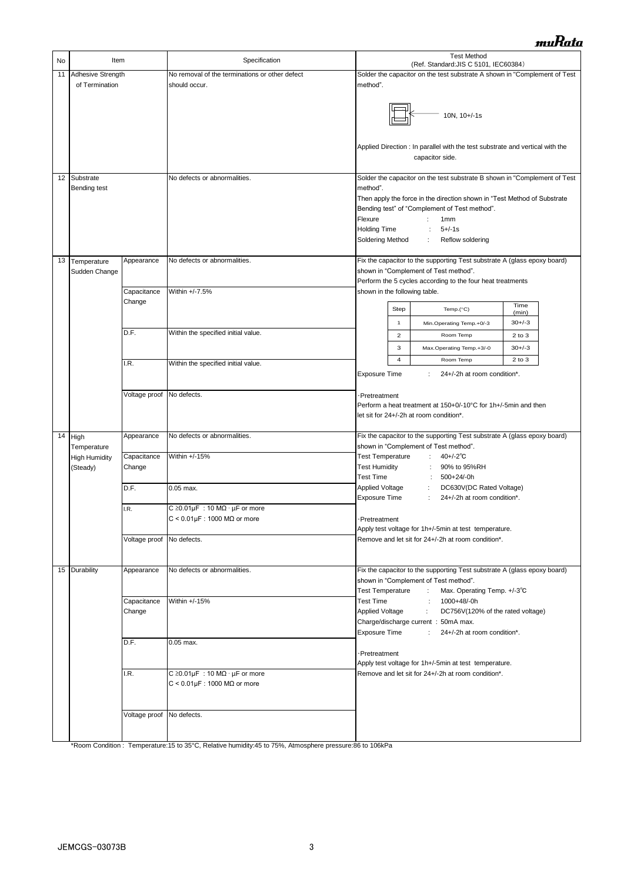| No | Item | | Specification | Test Method (Ref. Standard:JIS C 5101, IEC60384) |
|---|---|---|---|---|
| 11 | Adhesive Strength of Termination | | No removal of the terminations or other defect should occur. | Solder the capacitor on the test substrate A shown in "Complement of Test method".<br><br>10N, 10+/-1s<br><br>Applied Direction : In parallel with the test substrate and vertical with the capacitor side. |
| 12 | Substrate Bending test | | No defects or abnormalities. | Solder the capacitor on the test substrate B shown in "Complement of Test method".<br>Then apply the force in the direction shown in "Test Method of Substrate Bending test" of "Complement of Test method".<br>Flexure : 1mm<br>Holding Time : 5+/-1s<br>Soldering Method : Reflow soldering |
| 13 | Temperature Sudden Change | Appearance | No defects or abnormalities. | Fix the capacitor to the supporting Test substrate A (glass epoxy board) shown in "Complement of Test method".<br>Perform the 5 cycles according to the four heat treatments shown in the following table.<br><br>Step 1: Min.Operating Temp.+0/-3, Time 30+/-3 (min)<br>Step 2: Room Temp, Time 2 to 3 (min)<br>Step 3: Max.Operating Temp.+3/-0, Time 30+/-3 (min)<br>Step 4: Room Temp, Time 2 to 3 (min)<br><br>Exposure Time : 24+/-2h at room condition*.<br><br>·Pretreatment<br>Perform a heat treatment at 150+0/-10°C for 1h+/-5min and then let sit for 24+/-2h at room condition*. |
| | | Capacitance Change | Within +/-7.5% | |
| | | D.F. | Within the specified initial value. | |
| | | I.R. | Within the specified initial value. | |
| | | Voltage proof | No defects. | |
| 14 | High Temperature High Humidity (Steady) | Appearance | No defects or abnormalities. | Fix the capacitor to the supporting Test substrate A (glass epoxy board) shown in "Complement of Test method".<br>Test Temperature : 40+/-2℃<br>Test Humidity : 90% to 95%RH<br>Test Time : 500+24/-0h<br>Applied Voltage : DC630V(DC Rated Voltage)<br>Exposure Time : 24+/-2h at room condition*.<br><br>·Pretreatment<br>Apply test voltage for 1h+/-5min at test temperature.<br>Remove and let sit for 24+/-2h at room condition*. |
| | | Capacitance Change | Within +/-15% | |
| | | D.F. | 0.05 max. | |
| | | I.R. | C ≥0.01μF : 10 MΩ · μF or more<br>C < 0.01μF : 1000 MΩ or more | |
| | | Voltage proof | No defects. | |
| 15 | Durability | Appearance | No defects or abnormalities. | Fix the capacitor to the supporting Test substrate A (glass epoxy board) shown in "Complement of Test method".<br>Test Temperature : Max. Operating Temp. +/-3℃<br>Test Time : 1000+48/-0h<br>Applied Voltage : DC756V(120% of the rated voltage)<br>Charge/discharge current : 50mA max.<br>Exposure Time : 24+/-2h at room condition*.<br><br>·Pretreatment<br>Apply test voltage for 1h+/-5min at test temperature.<br>Remove and let sit for 24+/-2h at room condition*. |
| | | Capacitance Change | Within +/-15% | |
| | | D.F. | 0.05 max. | |
| | | I.R. | C ≥0.01μF : 10 MΩ · μF or more<br>C < 0.01μF : 1000 MΩ or more | |
| | | Voltage proof | No defects. | |

*Room Condition : Temperature:15 to 35°C, Relative humidity:45 to 75%, Atmosphere pressure:86 to 106kPa

JEMCGS-03073B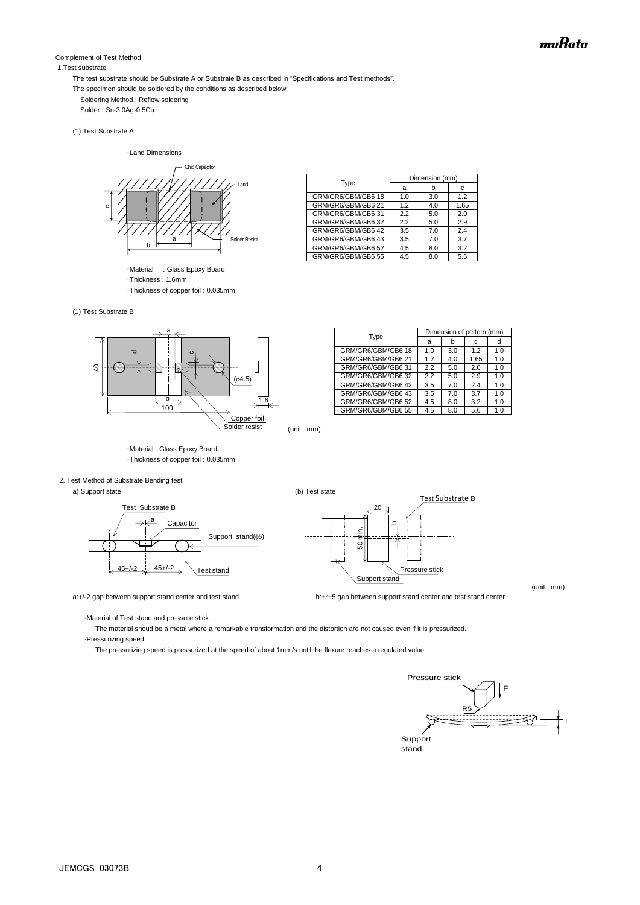Complement of Test Method

1.Test substrate

The test substrate should be Substrate A or Substrate B as described in "Specifications and Test methods".
The specimen should be soldered by the conditions as described below.

Soldering Method : Reflow soldering
Solder : Sn-3.0Ag-0.5Cu

(1) Test Substrate A

・Land Dimensions

| Type | Dimension (mm) | | |
|---|---|---|---|
| | a | b | c |
| GRM/GR6/GBM/GB6 18 | 1.0 | 3.0 | 1.2 |
| GRM/GR6/GBM/GB6 21 | 1.2 | 4.0 | 1.65 |
| GRM/GR6/GBM/GB6 31 | 2.2 | 5.0 | 2.0 |
| GRM/GR6/GBM/GB6 32 | 2.2 | 5.0 | 2.9 |
| GRM/GR6/GBM/GB6 42 | 3.5 | 7.0 | 2.4 |
| GRM/GR6/GBM/GB6 43 | 3.5 | 7.0 | 3.7 |
| GRM/GR6/GBM/GB6 52 | 4.5 | 8.0 | 3.2 |
| GRM/GR6/GBM/GB6 55 | 4.5 | 8.0 | 5.6 |

・Material : Glass Epoxy Board
・Thickness : 1.6mm
・Thickness of copper foil : 0.035mm

(1) Test Substrate B

| Type | Dimension of pattern (mm) | | | |
|---|---|---|---|---|
| | a | b | c | d |
| GRM/GR6/GBM/GB6 18 | 1.0 | 3.0 | 1.2 | 1.0 |
| GRM/GR6/GBM/GB6 21 | 1.2 | 4.0 | 1.65 | 1.0 |
| GRM/GR6/GBM/GB6 31 | 2.2 | 5.0 | 2.0 | 1.0 |
| GRM/GR6/GBM/GB6 32 | 2.2 | 5.0 | 2.9 | 1.0 |
| GRM/GR6/GBM/GB6 42 | 3.5 | 7.0 | 2.4 | 1.0 |
| GRM/GR6/GBM/GB6 43 | 3.5 | 7.0 | 3.7 | 1.0 |
| GRM/GR6/GBM/GB6 52 | 4.5 | 8.0 | 3.2 | 1.0 |
| GRM/GR6/GBM/GB6 55 | 4.5 | 8.0 | 5.6 | 1.0 |

(unit : mm)

・Material : Glass Epoxy Board
・Thickness of copper foil : 0.035mm

2. Test Method of Substrate Bending test

a) Support state

(b) Test state

(unit : mm)

a:+/-2 gap between support stand center and test stand

b:+/−5 gap between support stand center and test stand center

・Material of Test stand and pressure stick

The material shoud be a metal where a remarkable transformation and the distortion are not caused even if it is pressurized.

・Pressurizing speed

The pressurizing speed is pressurized at the speed of about 1mm/s until the flexure reaches a regulated value.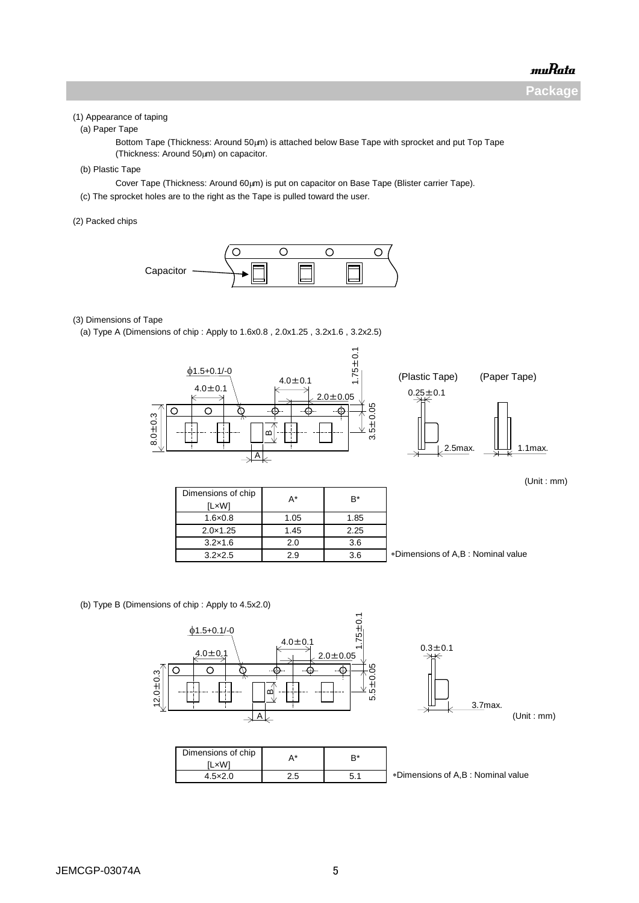## Package

(1) Appearance of taping

(a) Paper Tape

Bottom Tape (Thickness: Around 50μm) is attached below Base Tape with sprocket and put Top Tape (Thickness: Around 50μm) on capacitor.

(b) Plastic Tape

Cover Tape (Thickness: Around 60μm) is put on capacitor on Base Tape (Blister carrier Tape).

(c) The sprocket holes are to the right as the Tape is pulled toward the user.

(2) Packed chips

Capacitor

(3) Dimensions of Tape

(a) Type A (Dimensions of chip : Apply to 1.6x0.8 , 2.0x1.25 , 3.2x1.6 , 3.2x2.5)

φ1.5+0.1/-0 4.0±0.1 4.0±0.1 2.0±0.05 1.75±0.1 3.5±0.05 8.0±0.3 B A

(Plastic Tape) 0.25±0.1 2.5max.

(Paper Tape) 1.1max.

(Unit : mm)

| Dimensions of chip [L×W] | A* | B* |
|---|---|---|
| 1.6×0.8 | 1.05 | 1.85 |
| 2.0×1.25 | 1.45 | 2.25 |
| 3.2×1.6 | 2.0 | 3.6 |
| 3.2×2.5 | 2.9 | 3.6 |

*Dimensions of A,B : Nominal value

(b) Type B (Dimensions of chip : Apply to 4.5x2.0)

φ1.5+0.1/-0 4.0±0.1 4.0±0.1 2.0±0.05 1.75±0.1 5.5±0.05 12.0±0.3 B A

0.3±0.1 3.7max.

(Unit : mm)

| Dimensions of chip [L×W] | A* | B* |
|---|---|---|
| 4.5×2.0 | 2.5 | 5.1 |

*Dimensions of A,B : Nominal value

JEMCGP-03074A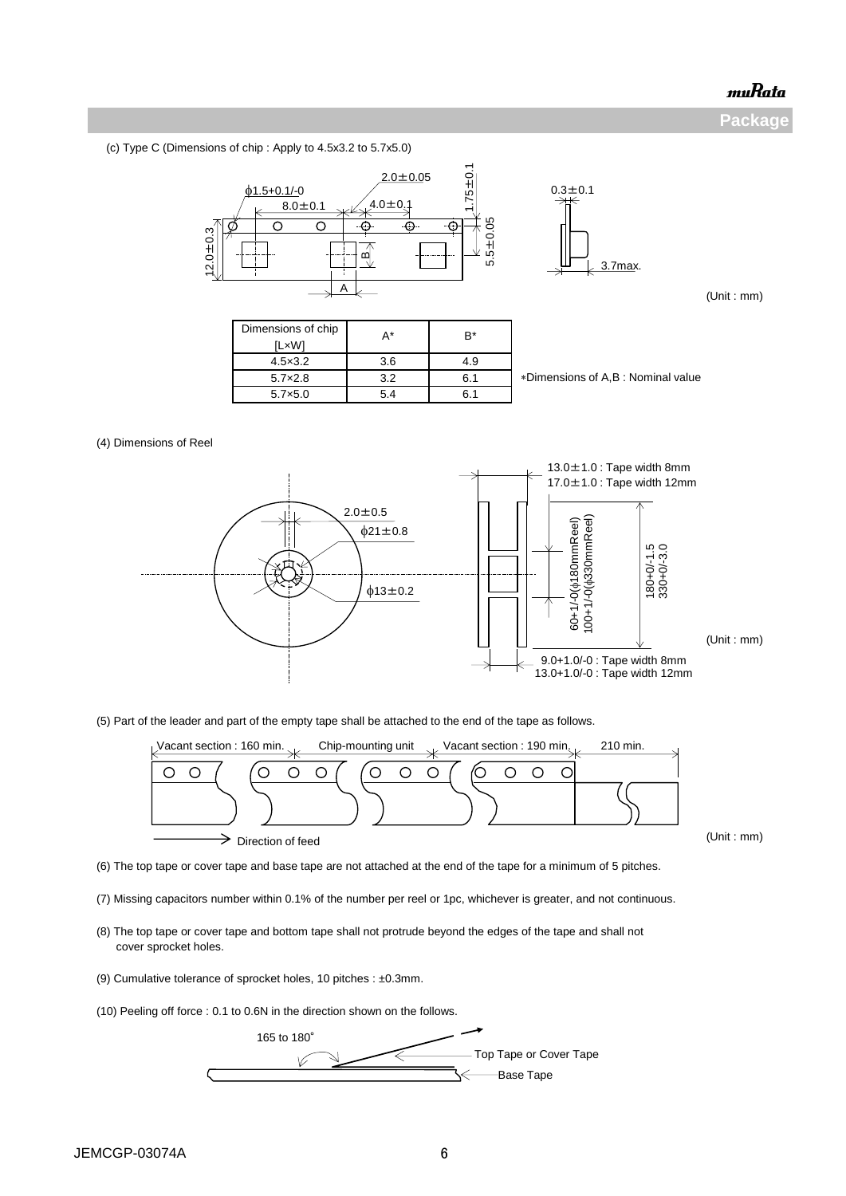(c) Type C (Dimensions of chip : Apply to 4.5x3.2 to 5.7x5.0)

ϕ1.5+0.1/-0  
8.0±0.1  
2.0±0.05  
4.0±0.1  
1.75±0.1  
12.0±0.3  
5.5±0.05  
B  
A  
0.3±0.1  
3.7max.

(Unit : mm)

| Dimensions of chip [L×W] | A* | B* |
|---|---|---|
| 4.5×3.2 | 3.6 | 4.9 |
| 5.7×2.8 | 3.2 | 6.1 |
| 5.7×5.0 | 5.4 | 6.1 |

*Dimensions of A,B : Nominal value

(4) Dimensions of Reel

2.0±0.5  
ϕ21±0.8  
ϕ13±0.2  
13.0±1.0 : Tape width 8mm  
17.0±1.0 : Tape width 12mm  
60+1/-0(ϕ180mmReel)  
100+1/-0(ϕ330mmReel)  
180+0/-1.5  
330+0/-3.0  
9.0+1.0/-0 : Tape width 8mm  
13.0+1.0/-0 : Tape width 12mm

(Unit : mm)

(5) Part of the leader and part of the empty tape shall be attached to the end of the tape as follows.

Vacant section : 160 min. | Chip-mounting unit | Vacant section : 190 min. | 210 min.

Direction of feed

(Unit : mm)

(6) The top tape or cover tape and base tape are not attached at the end of the tape for a minimum of 5 pitches.

(7) Missing capacitors number within 0.1% of the number per reel or 1pc, whichever is greater, and not continuous.

(8) The top tape or cover tape and bottom tape shall not protrude beyond the edges of the tape and shall not cover sprocket holes.

(9) Cumulative tolerance of sprocket holes, 10 pitches : ±0.3mm.

(10) Peeling off force : 0.1 to 0.6N in the direction shown on the follows.

165 to 180°  
Top Tape or Cover Tape  
Base Tape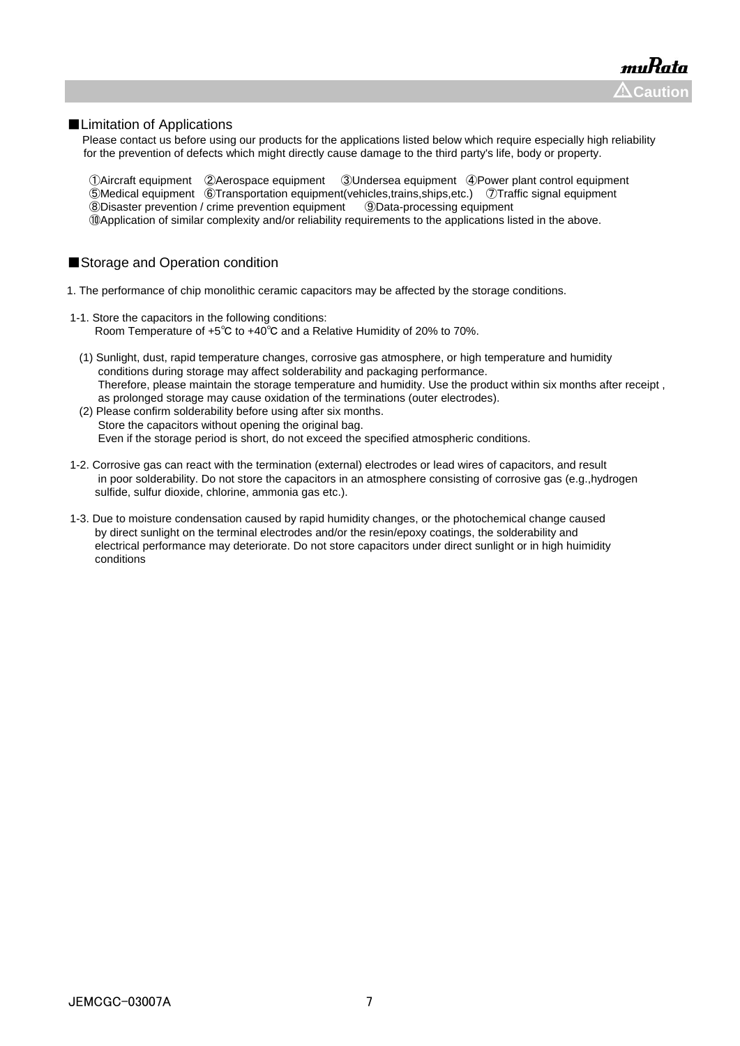⚠Caution

■Limitation of Applications

Please contact us before using our products for the applications listed below which require especially high reliability for the prevention of defects which might directly cause damage to the third party's life, body or property.

①Aircraft equipment ②Aerospace equipment ③Undersea equipment ④Power plant control equipment
⑤Medical equipment ⑥Transportation equipment(vehicles,trains,ships,etc.) ⑦Traffic signal equipment
⑧Disaster prevention / crime prevention equipment ⑨Data-processing equipment
⑩Application of similar complexity and/or reliability requirements to the applications listed in the above.

■Storage and Operation condition

1. The performance of chip monolithic ceramic capacitors may be affected by the storage conditions.

1-1. Store the capacitors in the following conditions:
Room Temperature of +5℃ to +40℃ and a Relative Humidity of 20% to 70%.

(1) Sunlight, dust, rapid temperature changes, corrosive gas atmosphere, or high temperature and humidity conditions during storage may affect solderability and packaging performance.
Therefore, please maintain the storage temperature and humidity. Use the product within six months after receipt , as prolonged storage may cause oxidation of the terminations (outer electrodes).

(2) Please confirm solderability before using after six months.
Store the capacitors without opening the original bag.
Even if the storage period is short, do not exceed the specified atmospheric conditions.

1-2. Corrosive gas can react with the termination (external) electrodes or lead wires of capacitors, and result in poor solderability. Do not store the capacitors in an atmosphere consisting of corrosive gas (e.g.,hydrogen sulfide, sulfur dioxide, chlorine, ammonia gas etc.).

1-3. Due to moisture condensation caused by rapid humidity changes, or the photochemical change caused by direct sunlight on the terminal electrodes and/or the resin/epoxy coatings, the solderability and electrical performance may deteriorate. Do not store capacitors under direct sunlight or in high huimidity conditions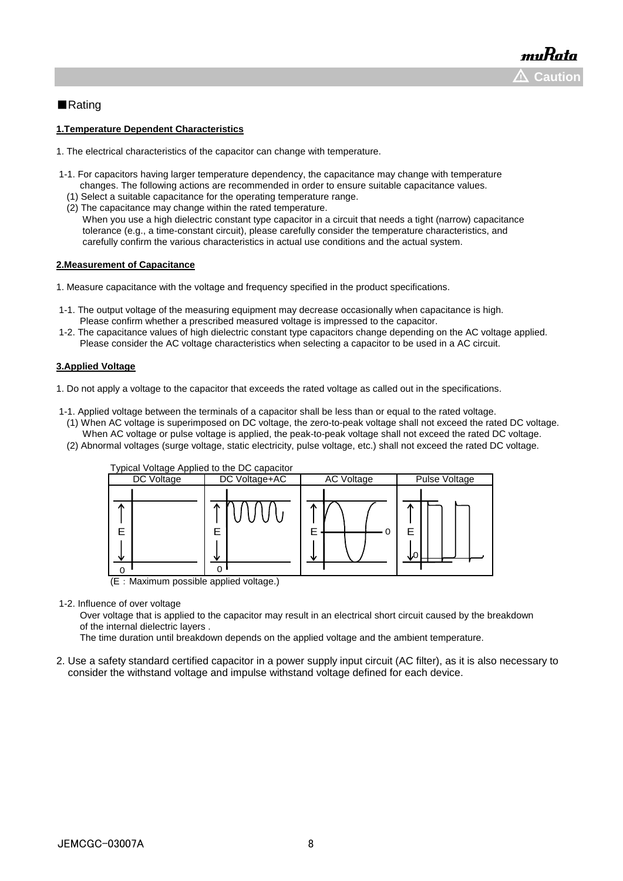⚠ Caution

■Rating

**1.Temperature Dependent Characteristics**

1. The electrical characteristics of the capacitor can change with temperature.

1-1. For capacitors having larger temperature dependency, the capacitance may change with temperature changes. The following actions are recommended in order to ensure suitable capacitance values.
  (1) Select a suitable capacitance for the operating temperature range.
  (2) The capacitance may change within the rated temperature.
    When you use a high dielectric constant type capacitor in a circuit that needs a tight (narrow) capacitance tolerance (e.g., a time-constant circuit), please carefully consider the temperature characteristics, and carefully confirm the various characteristics in actual use conditions and the actual system.

**2.Measurement of Capacitance**

1. Measure capacitance with the voltage and frequency specified in the product specifications.

1-1. The output voltage of the measuring equipment may decrease occasionally when capacitance is high.
  Please confirm whether a prescribed measured voltage is impressed to the capacitor.
1-2. The capacitance values of high dielectric constant type capacitors change depending on the AC voltage applied.
  Please consider the AC voltage characteristics when selecting a capacitor to be used in a AC circuit.

**3.Applied Voltage**

1. Do not apply a voltage to the capacitor that exceeds the rated voltage as called out in the specifications.

1-1. Applied voltage between the terminals of a capacitor shall be less than or equal to the rated voltage.
  (1) When AC voltage is superimposed on DC voltage, the zero-to-peak voltage shall not exceed the rated DC voltage.
    When AC voltage or pulse voltage is applied, the peak-to-peak voltage shall not exceed the rated DC voltage.
  (2) Abnormal voltages (surge voltage, static electricity, pulse voltage, etc.) shall not exceed the rated DC voltage.

Typical Voltage Applied to the DC capacitor

| DC Voltage | DC Voltage+AC | AC Voltage | Pulse Voltage |
|---|---|---|---|
| E, 0 | E, 0 | E, 0 | E, 0 |

(E：Maximum possible applied voltage.)

1-2. Influence of over voltage
  Over voltage that is applied to the capacitor may result in an electrical short circuit caused by the breakdown of the internal dielectric layers .
  The time duration until breakdown depends on the applied voltage and the ambient temperature.

2. Use a safety standard certified capacitor in a power supply input circuit (AC filter), as it is also necessary to consider the withstand voltage and impulse withstand voltage defined for each device.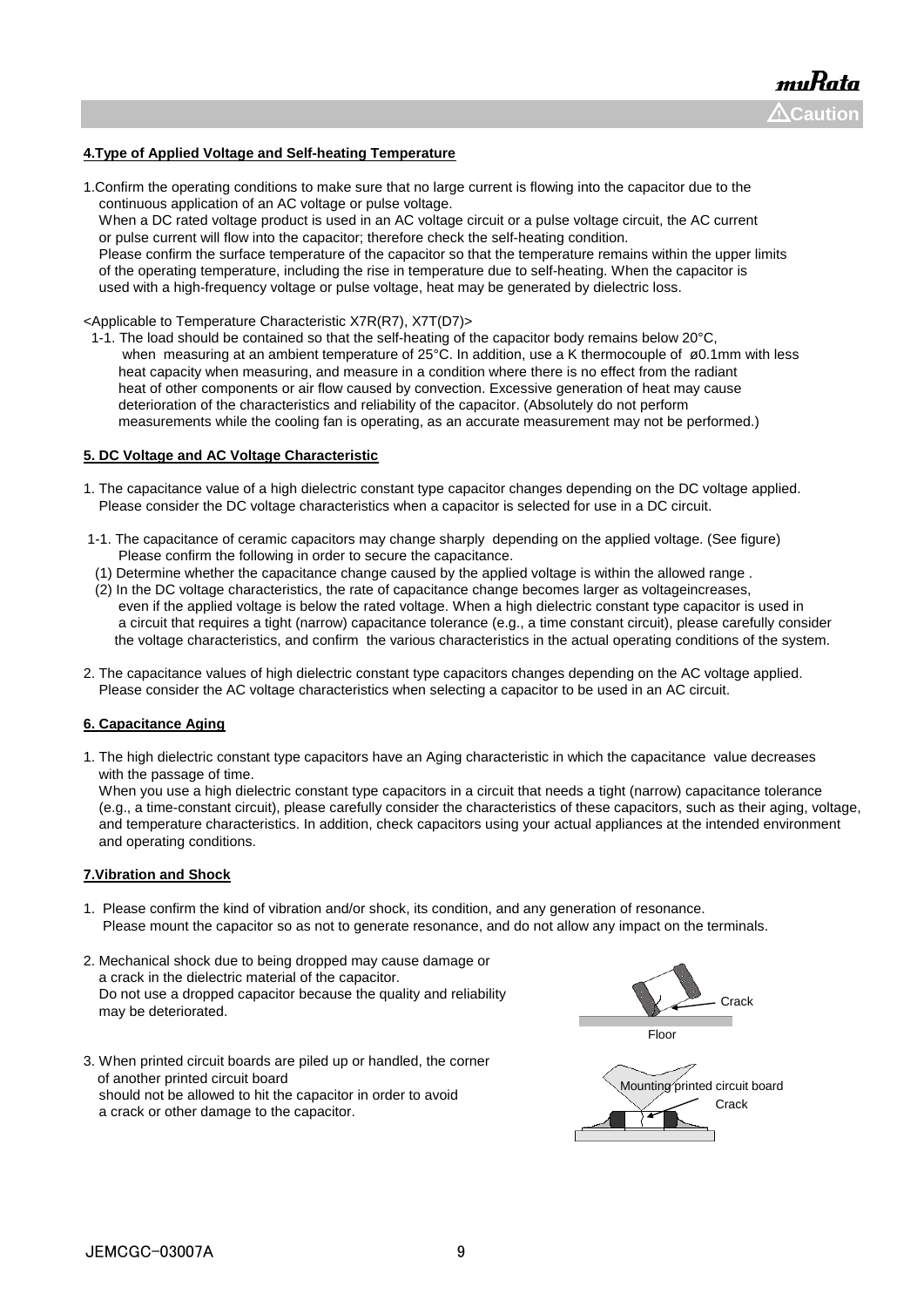**⚠Caution**

**4.Type of Applied Voltage and Self-heating Temperature**

1.Confirm the operating conditions to make sure that no large current is flowing into the capacitor due to the continuous application of an AC voltage or pulse voltage.
When a DC rated voltage product is used in an AC voltage circuit or a pulse voltage circuit, the AC current or pulse current will flow into the capacitor; therefore check the self-heating condition.
Please confirm the surface temperature of the capacitor so that the temperature remains within the upper limits of the operating temperature, including the rise in temperature due to self-heating. When the capacitor is used with a high-frequency voltage or pulse voltage, heat may be generated by dielectric loss.

<Applicable to Temperature Characteristic X7R(R7), X7T(D7)>

1-1. The load should be contained so that the self-heating of the capacitor body remains below 20°C, when measuring at an ambient temperature of 25°C. In addition, use a K thermocouple of ø0.1mm with less heat capacity when measuring, and measure in a condition where there is no effect from the radiant heat of other components or air flow caused by convection. Excessive generation of heat may cause deterioration of the characteristics and reliability of the capacitor. (Absolutely do not perform measurements while the cooling fan is operating, as an accurate measurement may not be performed.)

**5. DC Voltage and AC Voltage Characteristic**

1. The capacitance value of a high dielectric constant type capacitor changes depending on the DC voltage applied. Please consider the DC voltage characteristics when a capacitor is selected for use in a DC circuit.

1-1. The capacitance of ceramic capacitors may change sharply depending on the applied voltage. (See figure) Please confirm the following in order to secure the capacitance.
(1) Determine whether the capacitance change caused by the applied voltage is within the allowed range .
(2) In the DC voltage characteristics, the rate of capacitance change becomes larger as voltageincreases, even if the applied voltage is below the rated voltage. When a high dielectric constant type capacitor is used in a circuit that requires a tight (narrow) capacitance tolerance (e.g., a time constant circuit), please carefully consider the voltage characteristics, and confirm the various characteristics in the actual operating conditions of the system.

2. The capacitance values of high dielectric constant type capacitors changes depending on the AC voltage applied. Please consider the AC voltage characteristics when selecting a capacitor to be used in an AC circuit.

**6. Capacitance Aging**

1. The high dielectric constant type capacitors have an Aging characteristic in which the capacitance value decreases with the passage of time.
When you use a high dielectric constant type capacitors in a circuit that needs a tight (narrow) capacitance tolerance (e.g., a time-constant circuit), please carefully consider the characteristics of these capacitors, such as their aging, voltage, and temperature characteristics. In addition, check capacitors using your actual appliances at the intended environment and operating conditions.

**7.Vibration and Shock**

1. Please confirm the kind of vibration and/or shock, its condition, and any generation of resonance. Please mount the capacitor so as not to generate resonance, and do not allow any impact on the terminals.

2. Mechanical shock due to being dropped may cause damage or a crack in the dielectric material of the capacitor. Do not use a dropped capacitor because the quality and reliability may be deteriorated.

Crack

Floor

3. When printed circuit boards are piled up or handled, the corner of another printed circuit board should not be allowed to hit the capacitor in order to avoid a crack or other damage to the capacitor.

Mounting printed circuit board

Crack

JEMCGC-03007A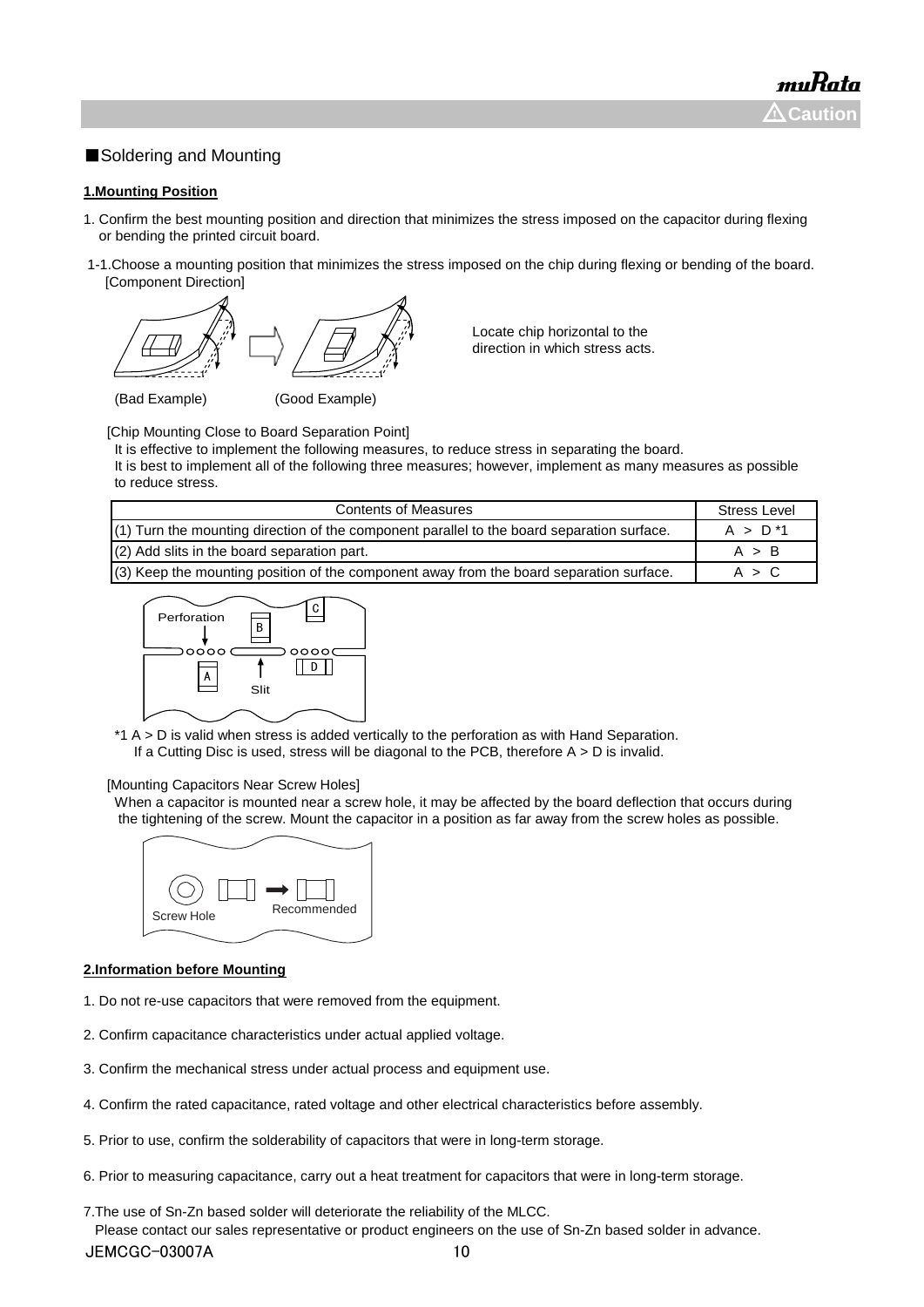■Soldering and Mounting

**1.Mounting Position**

1. Confirm the best mounting position and direction that minimizes the stress imposed on the capacitor during flexing or bending the printed circuit board.

1-1.Choose a mounting position that minimizes the stress imposed on the chip during flexing or bending of the board.
[Component Direction]

Locate chip horizontal to the direction in which stress acts.

(Bad Example) (Good Example)

[Chip Mounting Close to Board Separation Point]
It is effective to implement the following measures, to reduce stress in separating the board.
It is best to implement all of the following three measures; however, implement as many measures as possible to reduce stress.

| Contents of Measures | Stress Level |
|---|---|
| (1) Turn the mounting direction of the component parallel to the board separation surface. | A > D *1 |
| (2) Add slits in the board separation part. | A > B |
| (3) Keep the mounting position of the component away from the board separation surface. | A > C |

Perforation

Slit

*1 A > D is valid when stress is added vertically to the perforation as with Hand Separation.
If a Cutting Disc is used, stress will be diagonal to the PCB, therefore A > D is invalid.

[Mounting Capacitors Near Screw Holes]
When a capacitor is mounted near a screw hole, it may be affected by the board deflection that occurs during the tightening of the screw. Mount the capacitor in a position as far away from the screw holes as possible.

Screw Hole Recommended

**2.Information before Mounting**

1. Do not re-use capacitors that were removed from the equipment.

2. Confirm capacitance characteristics under actual applied voltage.

3. Confirm the mechanical stress under actual process and equipment use.

4. Confirm the rated capacitance, rated voltage and other electrical characteristics before assembly.

5. Prior to use, confirm the solderability of capacitors that were in long-term storage.

6. Prior to measuring capacitance, carry out a heat treatment for capacitors that were in long-term storage.

7. The use of Sn-Zn based solder will deteriorate the reliability of the MLCC.
Please contact our sales representative or product engineers on the use of Sn-Zn based solder in advance.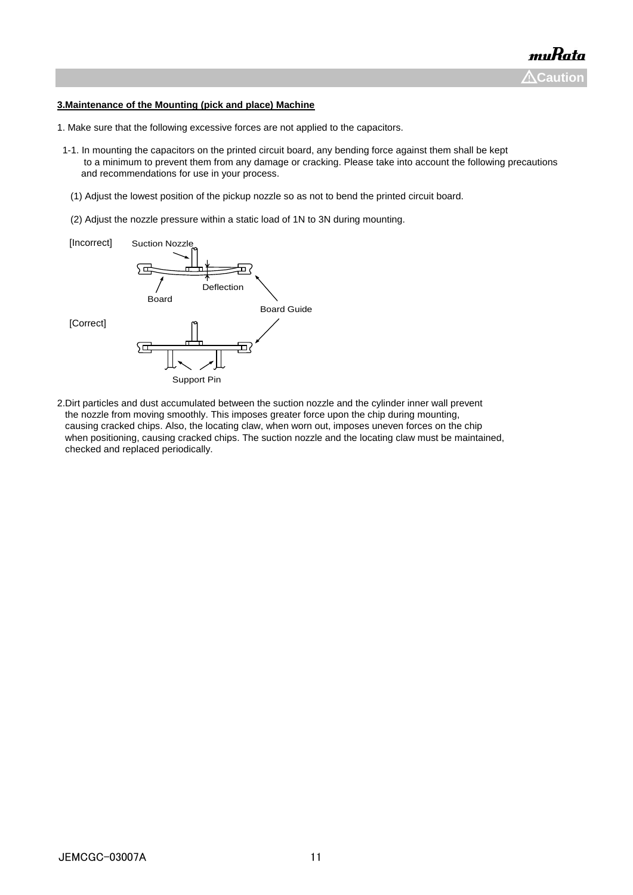**3.Maintenance of the Mounting (pick and place) Machine**

1. Make sure that the following excessive forces are not applied to the capacitors.

1-1. In mounting the capacitors on the printed circuit board, any bending force against them shall be kept to a minimum to prevent them from any damage or cracking. Please take into account the following precautions and recommendations for use in your process.

(1) Adjust the lowest position of the pickup nozzle so as not to bend the printed circuit board.

(2) Adjust the nozzle pressure within a static load of 1N to 3N during mounting.

[Incorrect] Suction Nozzle

Deflection

Board

Board Guide

[Correct]

Support Pin

2.Dirt particles and dust accumulated between the suction nozzle and the cylinder inner wall prevent the nozzle from moving smoothly. This imposes greater force upon the chip during mounting, causing cracked chips. Also, the locating claw, when worn out, imposes uneven forces on the chip when positioning, causing cracked chips. The suction nozzle and the locating claw must be maintained, checked and replaced periodically.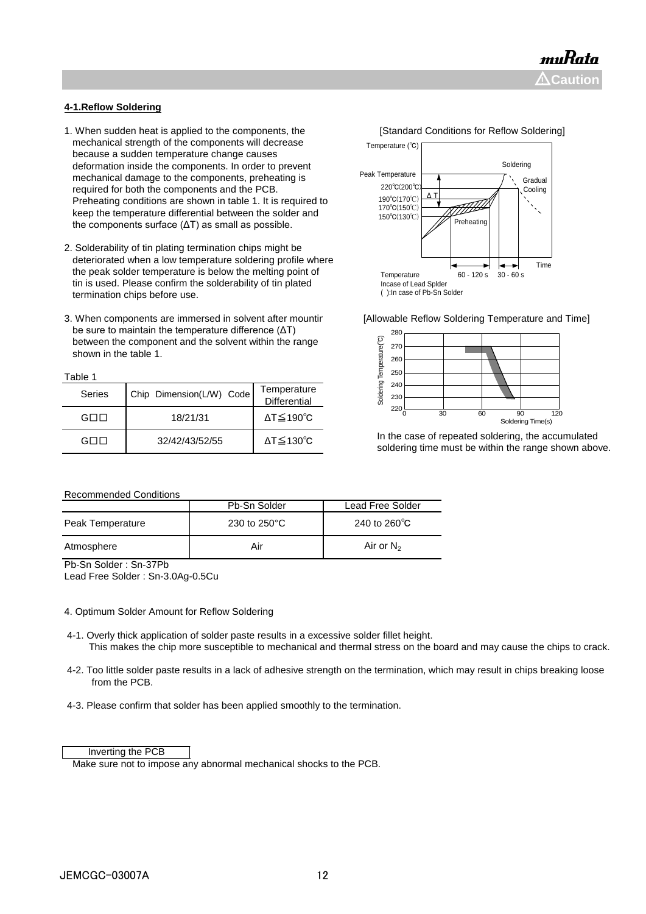**4-1.Reflow Soldering**

1. When sudden heat is applied to the components, the mechanical strength of the components will decrease because a sudden temperature change causes deformation inside the components. In order to prevent mechanical damage to the components, preheating is required for both the components and the PCB. Preheating conditions are shown in table 1. It is required to keep the temperature differential between the solder and the components surface (ΔT) as small as possible.

2. Solderability of tin plating termination chips might be deteriorated when a low temperature soldering profile where the peak solder temperature is below the melting point of tin is used. Please confirm the solderability of tin plated termination chips before use.

3. When components are immersed in solvent after mountir be sure to maintain the temperature difference (ΔT) between the component and the solvent within the range shown in the table 1.

Table 1

| Series | Chip Dimension(L/W) Code | Temperature Differential |
|---|---|---|
| G□□ | 18/21/31 | ΔT≦190℃ |
| G□□ | 32/42/43/52/55 | ΔT≦130℃ |

[Standard Conditions for Reflow Soldering]

Temperature (℃)
Peak Temperature
220℃(200℃)
190℃(170℃)
170℃(150℃)
150℃(130℃)
ΔT
Soldering
Gradual Cooling
Preheating
Time
60 - 120 s
30 - 60 s
Temperature
Incase of Lead Splder
( ):In case of Pb-Sn Solder

[Allowable Reflow Soldering Temperature and Time]

Soldering Temperature(℃): 220, 230, 240, 250, 260, 270, 280
Soldering Time(s): 0, 30, 60, 90, 120

In the case of repeated soldering, the accumulated soldering time must be within the range shown above.

Recommended Conditions

| | Pb-Sn Solder | Lead Free Solder |
|---|---|---|
| Peak Temperature | 230 to 250°C | 240 to 260℃ |
| Atmosphere | Air | Air or $N_2$ |

Pb-Sn Solder : Sn-37Pb
Lead Free Solder : Sn-3.0Ag-0.5Cu

4. Optimum Solder Amount for Reflow Soldering

4-1. Overly thick application of solder paste results in a excessive solder fillet height.
This makes the chip more susceptible to mechanical and thermal stress on the board and may cause the chips to crack.

4-2. Too little solder paste results in a lack of adhesive strength on the termination, which may result in chips breaking loose from the PCB.

4-3. Please confirm that solder has been applied smoothly to the termination.

Inverting the PCB

Make sure not to impose any abnormal mechanical shocks to the PCB.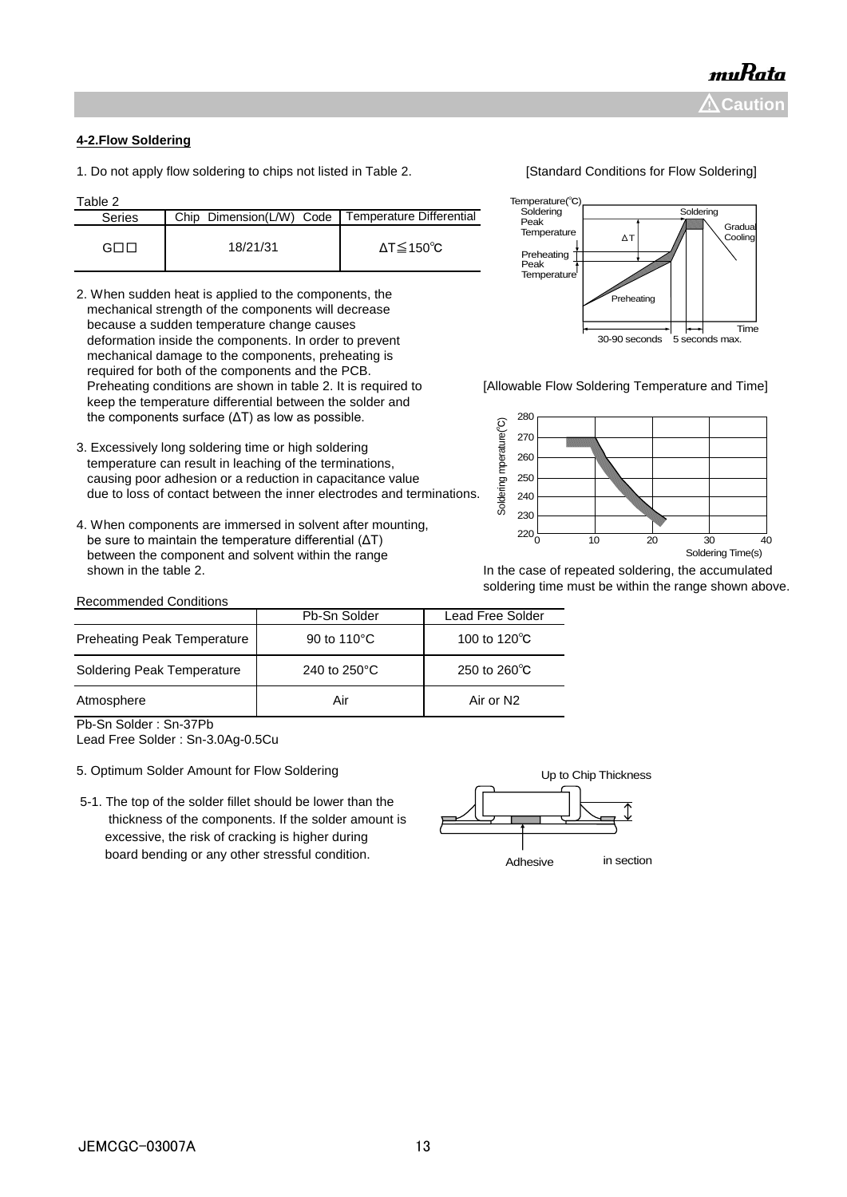## 4-2.Flow Soldering

1. Do not apply flow soldering to chips not listed in Table 2.

Table 2

| Series | Chip Dimension(L/W) Code | Temperature Differential |
|---|---|---|
| G□□ | 18/21/31 | ΔT≦150℃ |

2. When sudden heat is applied to the components, the mechanical strength of the components will decrease because a sudden temperature change causes deformation inside the components. In order to prevent mechanical damage to the components, preheating is required for both of the components and the PCB. Preheating conditions are shown in table 2. It is required to keep the temperature differential between the solder and the components surface (ΔT) as low as possible.

3. Excessively long soldering time or high soldering temperature can result in leaching of the terminations, causing poor adhesion or a reduction in capacitance value due to loss of contact between the inner electrodes and terminations.

4. When components are immersed in solvent after mounting, be sure to maintain the temperature differential (ΔT) between the component and solvent within the range shown in the table 2.

[Standard Conditions for Flow Soldering]

[Allowable Flow Soldering Temperature and Time]

In the case of repeated soldering, the accumulated soldering time must be within the range shown above.

Recommended Conditions

| | Pb-Sn Solder | Lead Free Solder |
|---|---|---|
| Preheating Peak Temperature | 90 to 110°C | 100 to 120℃ |
| Soldering Peak Temperature | 240 to 250°C | 250 to 260℃ |
| Atmosphere | Air | Air or N2 |

Pb-Sn Solder : Sn-37Pb
Lead Free Solder : Sn-3.0Ag-0.5Cu

5. Optimum Solder Amount for Flow Soldering

5-1. The top of the solder fillet should be lower than the thickness of the components. If the solder amount is excessive, the risk of cracking is higher during board bending or any other stressful condition.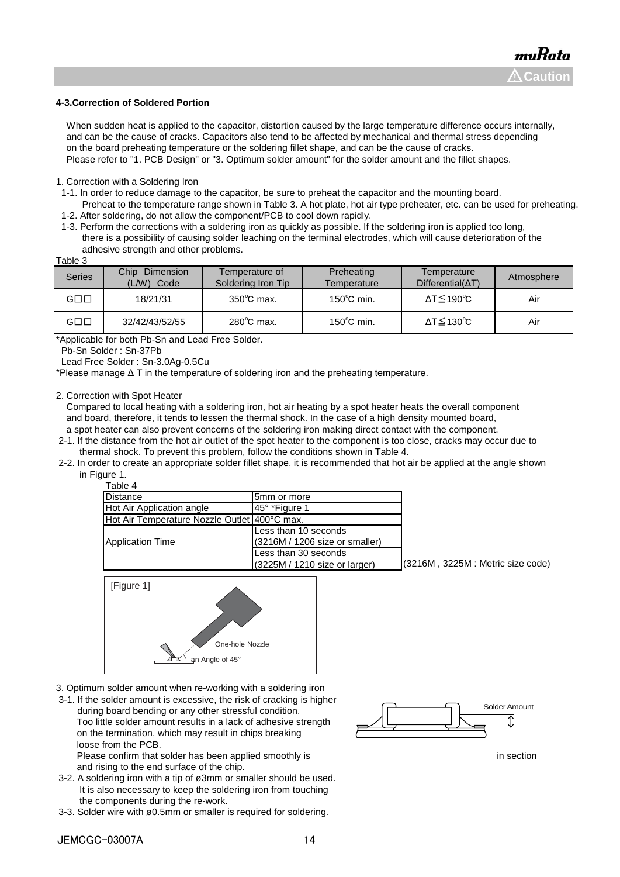**4-3.Correction of Soldered Portion**

When sudden heat is applied to the capacitor, distortion caused by the large temperature difference occurs internally, and can be the cause of cracks. Capacitors also tend to be affected by mechanical and thermal stress depending on the board preheating temperature or the soldering fillet shape, and can be the cause of cracks.
Please refer to "1. PCB Design" or "3. Optimum solder amount" for the solder amount and the fillet shapes.

1. Correction with a Soldering Iron
 1-1. In order to reduce damage to the capacitor, be sure to preheat the capacitor and the mounting board.
  Preheat to the temperature range shown in Table 3. A hot plate, hot air type preheater, etc. can be used for preheating.
 1-2. After soldering, do not allow the component/PCB to cool down rapidly.
 1-3. Perform the corrections with a soldering iron as quickly as possible. If the soldering iron is applied too long, there is a possibility of causing solder leaching on the terminal electrodes, which will cause deterioration of the adhesive strength and other problems.

Table 3

| Series | Chip Dimension (L/W) Code | Temperature of Soldering Iron Tip | Preheating Temperature | Temperature Differential(ΔT) | Atmosphere |
|---|---|---|---|---|---|
| G□□ | 18/21/31 | 350℃ max. | 150℃ min. | ΔT≦190℃ | Air |
| G□□ | 32/42/43/52/55 | 280℃ max. | 150℃ min. | ΔT≦130℃ | Air |

*Applicable for both Pb-Sn and Lead Free Solder.
 Pb-Sn Solder : Sn-37Pb
 Lead Free Solder : Sn-3.0Ag-0.5Cu
*Please manage Δ T in the temperature of soldering iron and the preheating temperature.

2. Correction with Spot Heater
 Compared to local heating with a soldering iron, hot air heating by a spot heater heats the overall component and board, therefore, it tends to lessen the thermal shock. In the case of a high density mounted board, a spot heater can also prevent concerns of the soldering iron making direct contact with the component.
 2-1. If the distance from the hot air outlet of the spot heater to the component is too close, cracks may occur due to thermal shock. To prevent this problem, follow the conditions shown in Table 4.
 2-2. In order to create an appropriate solder fillet shape, it is recommended that hot air be applied at the angle shown in Figure 1.

Table 4

| | |
|---|---|
| Distance | 5mm or more |
| Hot Air Application angle | 45° *Figure 1 |
| Hot Air Temperature Nozzle Outlet | 400°C max. |
| Application Time | Less than 10 seconds (3216M / 1206 size or smaller) |
| | Less than 30 seconds (3225M / 1210 size or larger) |

(3216M , 3225M : Metric size code)

[Figure 1]

One-hole Nozzle
an Angle of 45°

3. Optimum solder amount when re-working with a soldering iron
 3-1. If the solder amount is excessive, the risk of cracking is higher during board bending or any other stressful condition.
  Too little solder amount results in a lack of adhesive strength on the termination, which may result in chips breaking loose from the PCB.
  Please confirm that solder has been applied smoothly is in section and rising to the end surface of the chip.

Solder Amount

 3-2. A soldering iron with a tip of ø3mm or smaller should be used.
  It is also necessary to keep the soldering iron from touching the components during the re-work.
 3-3. Solder wire with ø0.5mm or smaller is required for soldering.

JEMCGC-03007A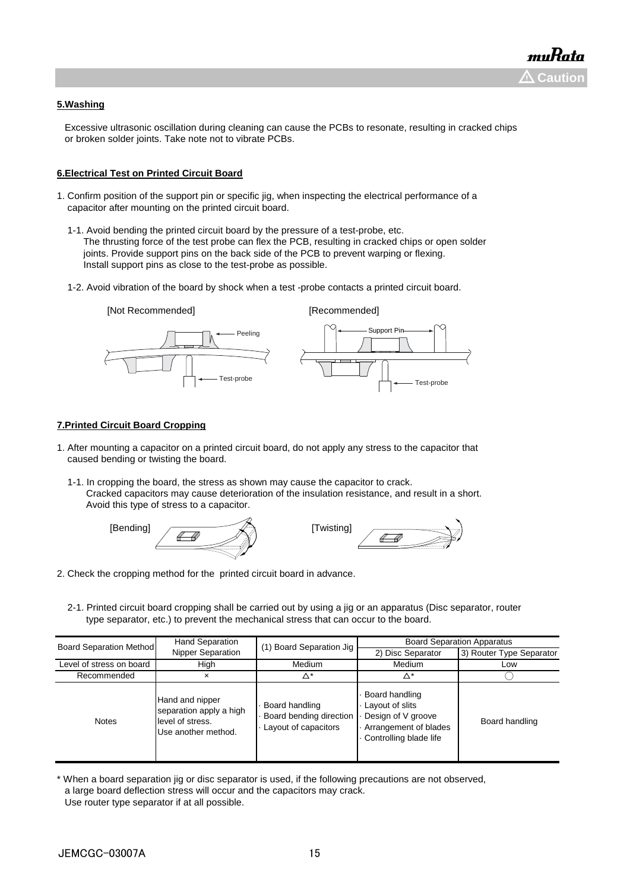## 5.Washing

Excessive ultrasonic oscillation during cleaning can cause the PCBs to resonate, resulting in cracked chips or broken solder joints. Take note not to vibrate PCBs.

## 6.Electrical Test on Printed Circuit Board

1. Confirm position of the support pin or specific jig, when inspecting the electrical performance of a capacitor after mounting on the printed circuit board.

   1-1. Avoid bending the printed circuit board by the pressure of a test-probe, etc.
   The thrusting force of the test probe can flex the PCB, resulting in cracked chips or open solder joints. Provide support pins on the back side of the PCB to prevent warping or flexing.
   Install support pins as close to the test-probe as possible.

   1-2. Avoid vibration of the board by shock when a test -probe contacts a printed circuit board.

[Not Recommended] Peeling, Test-probe

[Recommended] Support Pin, Test-probe

## 7.Printed Circuit Board Cropping

1. After mounting a capacitor on a printed circuit board, do not apply any stress to the capacitor that caused bending or twisting the board.

   1-1. In cropping the board, the stress as shown may cause the capacitor to crack.
   Cracked capacitors may cause deterioration of the insulation resistance, and result in a short.
   Avoid this type of stress to a capacitor.

[Bending] [Twisting]

2. Check the cropping method for the printed circuit board in advance.

   2-1. Printed circuit board cropping shall be carried out by using a jig or an apparatus (Disc separator, router type separator, etc.) to prevent the mechanical stress that can occur to the board.

| Board Separation Method | Hand Separation Nipper Separation | (1) Board Separation Jig | Board Separation Apparatus | |
|---|---|---|---|---|
| | | | 2) Disc Separator | 3) Router Type Separator |
| Level of stress on board | High | Medium | Medium | Low |
| Recommended | × | △* | △* | ○ |
| Notes | Hand and nipper separation apply a high level of stress. Use another method. | · Board handling<br>· Board bending direction<br>· Layout of capacitors | · Board handling<br>· Layout of slits<br>· Design of V groove<br>· Arrangement of blades<br>· Controlling blade life | Board handling |

* When a board separation jig or disc separator is used, if the following precautions are not observed, a large board deflection stress will occur and the capacitors may crack.
  Use router type separator if at all possible.

JEMCGC-03007A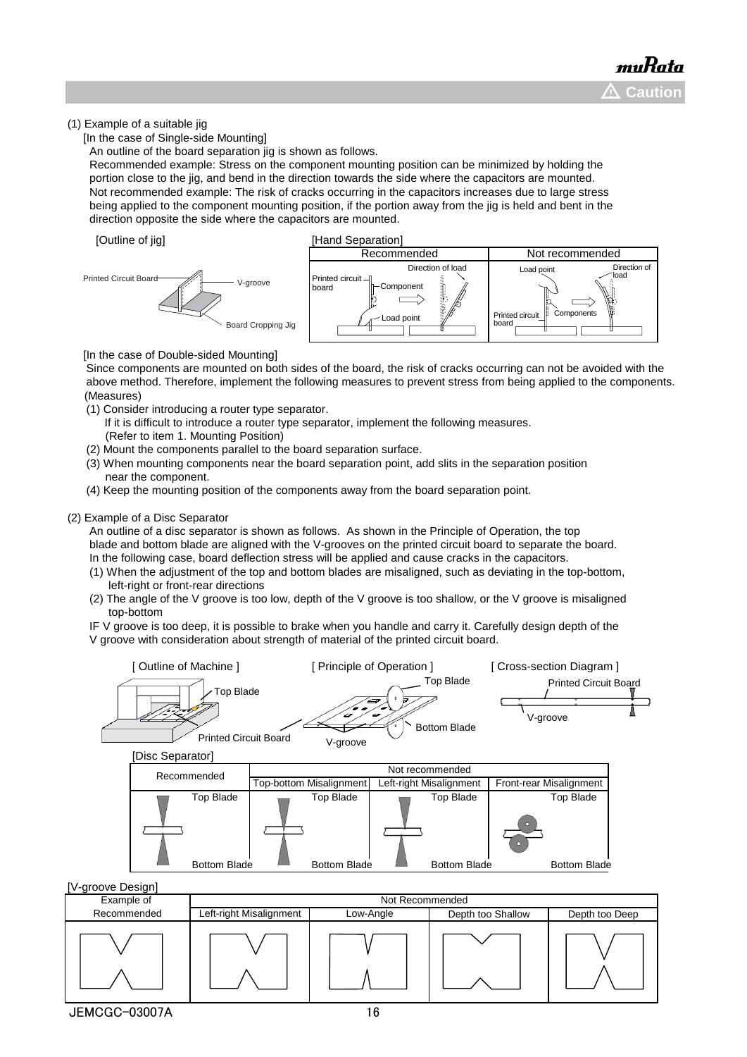(1) Example of a suitable jig

[In the case of Single-side Mounting]

An outline of the board separation jig is shown as follows.

Recommended example: Stress on the component mounting position can be minimized by holding the portion close to the jig, and bend in the direction towards the side where the capacitors are mounted.

Not recommended example: The risk of cracks occurring in the capacitors increases due to large stress being applied to the component mounting position, if the portion away from the jig is held and bent in the direction opposite the side where the capacitors are mounted.

[Outline of jig]

Printed Circuit Board, V-groove, Board Cropping Jig

[Hand Separation]

| Recommended | Not recommended |
|---|---|
| Printed circuit board, Component, Load point, Direction of load | Load point, Direction of load, Printed circuit board, Components |

[In the case of Double-sided Mounting]

Since components are mounted on both sides of the board, the risk of cracks occurring can not be avoided with the above method. Therefore, implement the following measures to prevent stress from being applied to the components.

(Measures)

(1) Consider introducing a router type separator.
   If it is difficult to introduce a router type separator, implement the following measures.
   (Refer to item 1. Mounting Position)
(2) Mount the components parallel to the board separation surface.
(3) When mounting components near the board separation point, add slits in the separation position near the component.
(4) Keep the mounting position of the components away from the board separation point.

(2) Example of a Disc Separator

An outline of a disc separator is shown as follows. As shown in the Principle of Operation, the top blade and bottom blade are aligned with the V-grooves on the printed circuit board to separate the board.

In the following case, board deflection stress will be applied and cause cracks in the capacitors.

(1) When the adjustment of the top and bottom blades are misaligned, such as deviating in the top-bottom, left-right or front-rear directions
(2) The angle of the V groove is too low, depth of the V groove is too shallow, or the V groove is misaligned top-bottom

IF V groove is too deep, it is possible to brake when you handle and carry it. Carefully design depth of the V groove with consideration about strength of material of the printed circuit board.

[ Outline of Machine ] — Top Blade, Printed Circuit Board

[ Principle of Operation ] — Top Blade, Bottom Blade, V-groove

[ Cross-section Diagram ] — Printed Circuit Board, V-groove

[Disc Separator]

| Recommended | Not recommended | | |
|---|---|---|---|
| | Top-bottom Misalignment | Left-right Misalignment | Front-rear Misalignment |
| Top Blade / Bottom Blade | Top Blade / Bottom Blade | Top Blade / Bottom Blade | Top Blade / Bottom Blade |

[V-groove Design]

| Example of Recommended | Not Recommended | | | |
|---|---|---|---|---|
| | Left-right Misalignment | Low-Angle | Depth too Shallow | Depth too Deep |

JEMCGC-03007A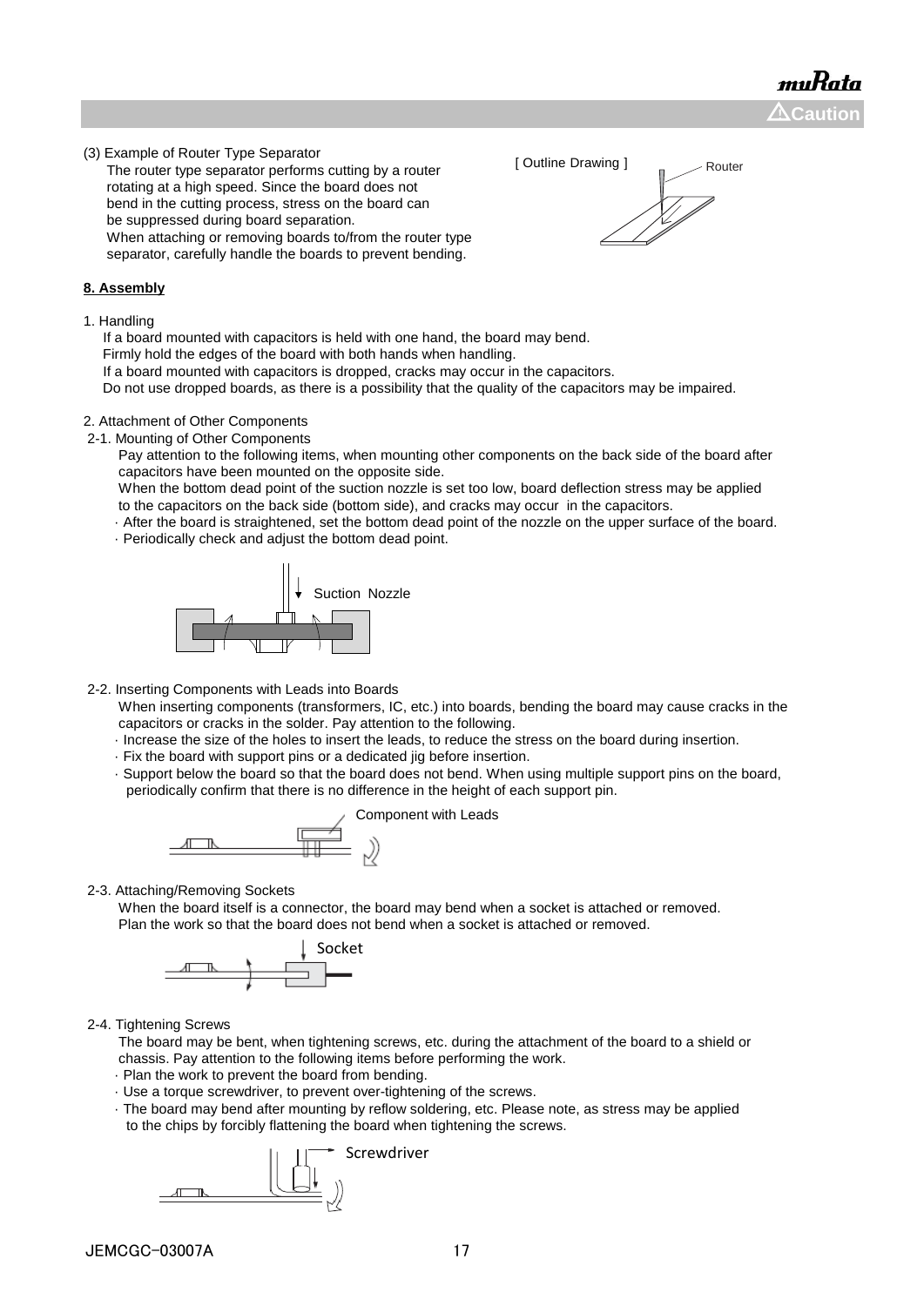(3) Example of Router Type Separator

The router type separator performs cutting by a router rotating at a high speed. Since the board does not bend in the cutting process, stress on the board can be suppressed during board separation.
When attaching or removing boards to/from the router type separator, carefully handle the boards to prevent bending.

[ Outline Drawing ]

Router

**8. Assembly**

1. Handling

If a board mounted with capacitors is held with one hand, the board may bend.
Firmly hold the edges of the board with both hands when handling.
If a board mounted with capacitors is dropped, cracks may occur in the capacitors.
Do not use dropped boards, as there is a possibility that the quality of the capacitors may be impaired.

2. Attachment of Other Components

2-1. Mounting of Other Components

Pay attention to the following items, when mounting other components on the back side of the board after capacitors have been mounted on the opposite side.
When the bottom dead point of the suction nozzle is set too low, board deflection stress may be applied to the capacitors on the back side (bottom side), and cracks may occur in the capacitors.

- After the board is straightened, set the bottom dead point of the nozzle on the upper surface of the board.
- Periodically check and adjust the bottom dead point.

Suction Nozzle

2-2. Inserting Components with Leads into Boards

When inserting components (transformers, IC, etc.) into boards, bending the board may cause cracks in the capacitors or cracks in the solder. Pay attention to the following.

- Increase the size of the holes to insert the leads, to reduce the stress on the board during insertion.
- Fix the board with support pins or a dedicated jig before insertion.
- Support below the board so that the board does not bend. When using multiple support pins on the board, periodically confirm that there is no difference in the height of each support pin.

Component with Leads

2-3. Attaching/Removing Sockets

When the board itself is a connector, the board may bend when a socket is attached or removed.
Plan the work so that the board does not bend when a socket is attached or removed.

Socket

2-4. Tightening Screws

The board may be bent, when tightening screws, etc. during the attachment of the board to a shield or chassis. Pay attention to the following items before performing the work.

- Plan the work to prevent the board from bending.
- Use a torque screwdriver, to prevent over-tightening of the screws.
- The board may bend after mounting by reflow soldering, etc. Please note, as stress may be applied to the chips by forcibly flattening the board when tightening the screws.

Screwdriver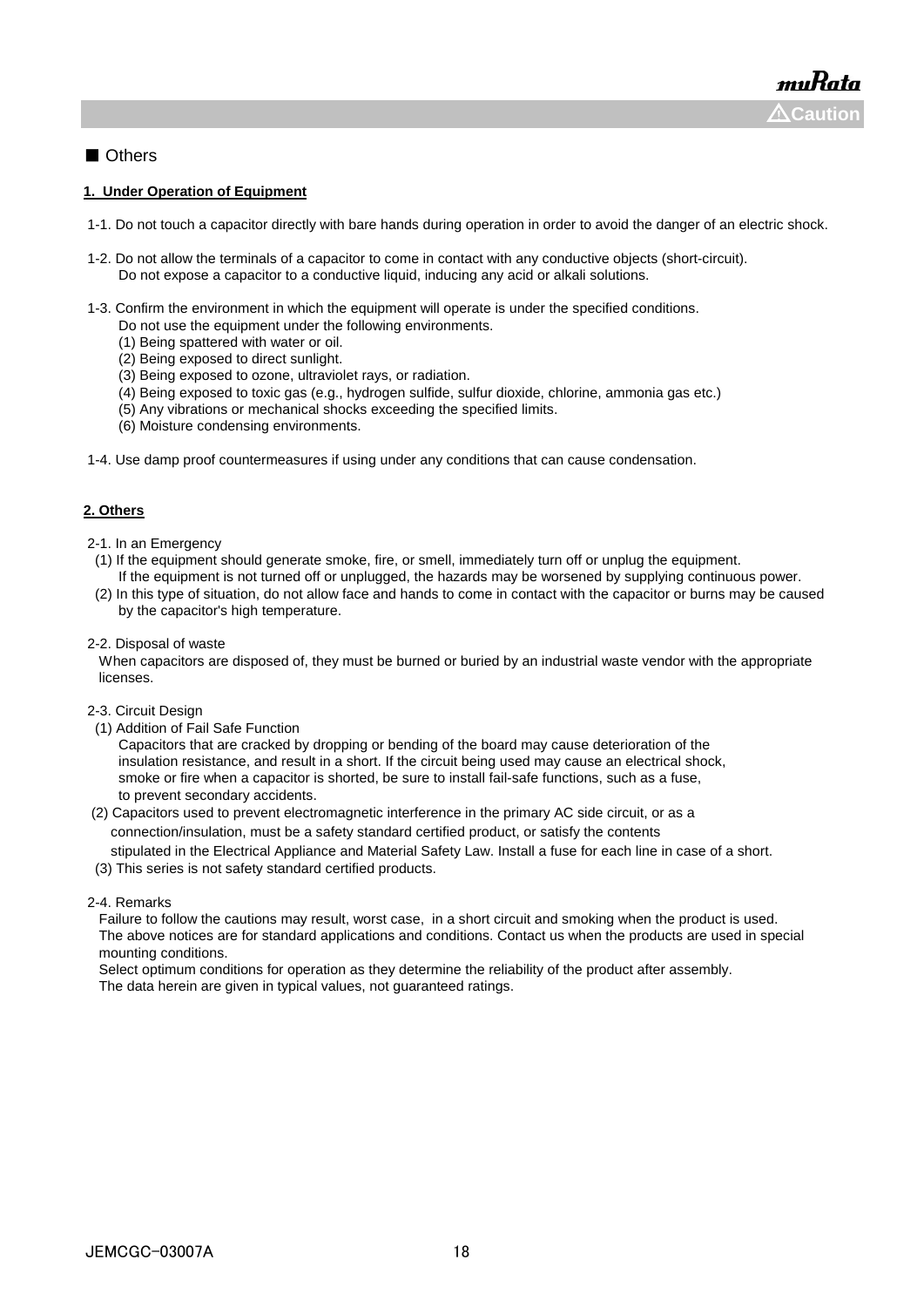■ Others

**1. Under Operation of Equipment**

1-1. Do not touch a capacitor directly with bare hands during operation in order to avoid the danger of an electric shock.

1-2. Do not allow the terminals of a capacitor to come in contact with any conductive objects (short-circuit).
Do not expose a capacitor to a conductive liquid, inducing any acid or alkali solutions.

1-3. Confirm the environment in which the equipment will operate is under the specified conditions.
Do not use the equipment under the following environments.
(1) Being spattered with water or oil.
(2) Being exposed to direct sunlight.
(3) Being exposed to ozone, ultraviolet rays, or radiation.
(4) Being exposed to toxic gas (e.g., hydrogen sulfide, sulfur dioxide, chlorine, ammonia gas etc.)
(5) Any vibrations or mechanical shocks exceeding the specified limits.
(6) Moisture condensing environments.

1-4. Use damp proof countermeasures if using under any conditions that can cause condensation.

**2. Others**

2-1. In an Emergency
(1) If the equipment should generate smoke, fire, or smell, immediately turn off or unplug the equipment.
If the equipment is not turned off or unplugged, the hazards may be worsened by supplying continuous power.
(2) In this type of situation, do not allow face and hands to come in contact with the capacitor or burns may be caused by the capacitor's high temperature.

2-2. Disposal of waste
When capacitors are disposed of, they must be burned or buried by an industrial waste vendor with the appropriate licenses.

2-3. Circuit Design
(1) Addition of Fail Safe Function
Capacitors that are cracked by dropping or bending of the board may cause deterioration of the insulation resistance, and result in a short. If the circuit being used may cause an electrical shock, smoke or fire when a capacitor is shorted, be sure to install fail-safe functions, such as a fuse, to prevent secondary accidents.
(2) Capacitors used to prevent electromagnetic interference in the primary AC side circuit, or as a connection/insulation, must be a safety standard certified product, or satisfy the contents stipulated in the Electrical Appliance and Material Safety Law. Install a fuse for each line in case of a short.
(3) This series is not safety standard certified products.

2-4. Remarks
Failure to follow the cautions may result, worst case, in a short circuit and smoking when the product is used.
The above notices are for standard applications and conditions. Contact us when the products are used in special mounting conditions.
Select optimum conditions for operation as they determine the reliability of the product after assembly.
The data herein are given in typical values, not guaranteed ratings.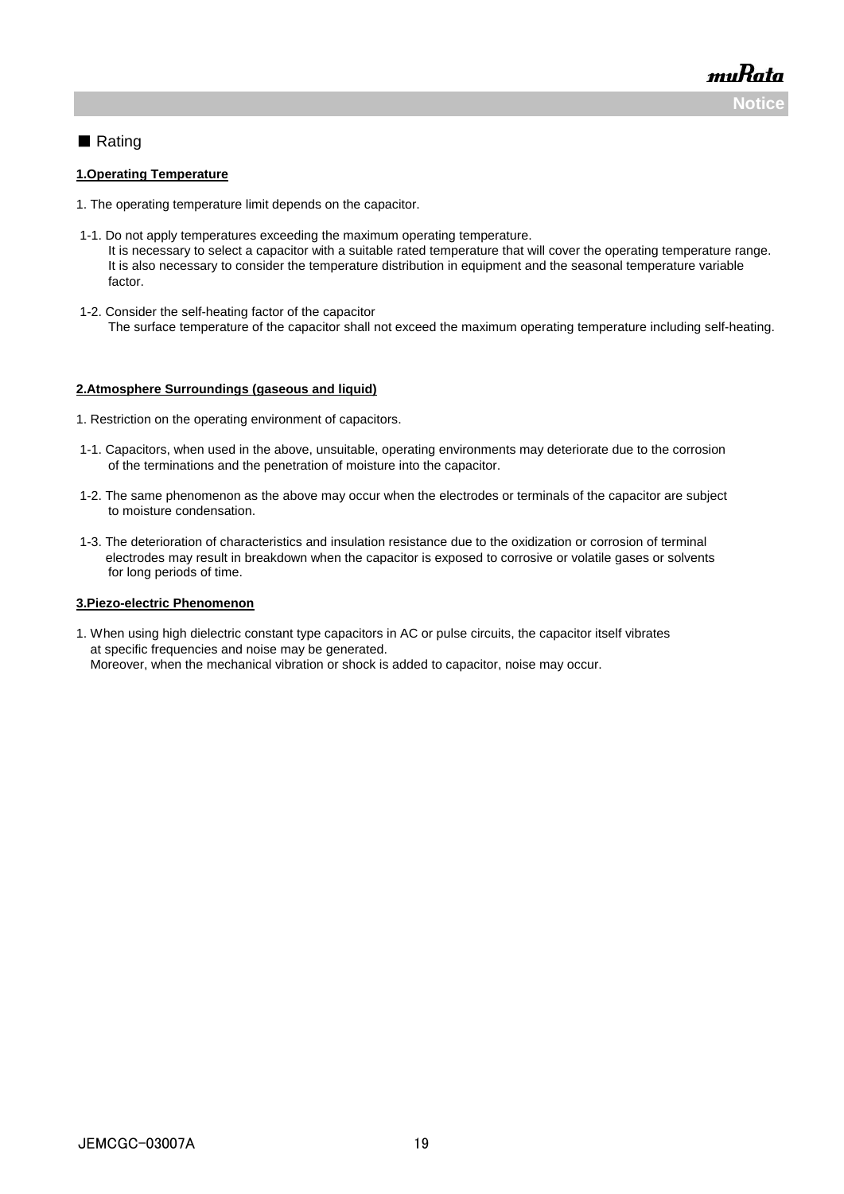■ Rating

**1.Operating Temperature**

1. The operating temperature limit depends on the capacitor.

1-1. Do not apply temperatures exceeding the maximum operating temperature.
It is necessary to select a capacitor with a suitable rated temperature that will cover the operating temperature range.
It is also necessary to consider the temperature distribution in equipment and the seasonal temperature variable factor.

1-2. Consider the self-heating factor of the capacitor
The surface temperature of the capacitor shall not exceed the maximum operating temperature including self-heating.

**2.Atmosphere Surroundings (gaseous and liquid)**

1. Restriction on the operating environment of capacitors.

1-1. Capacitors, when used in the above, unsuitable, operating environments may deteriorate due to the corrosion of the terminations and the penetration of moisture into the capacitor.

1-2. The same phenomenon as the above may occur when the electrodes or terminals of the capacitor are subject to moisture condensation.

1-3. The deterioration of characteristics and insulation resistance due to the oxidization or corrosion of terminal electrodes may result in breakdown when the capacitor is exposed to corrosive or volatile gases or solvents for long periods of time.

**3.Piezo-electric Phenomenon**

1. When using high dielectric constant type capacitors in AC or pulse circuits, the capacitor itself vibrates at specific frequencies and noise may be generated.
Moreover, when the mechanical vibration or shock is added to capacitor, noise may occur.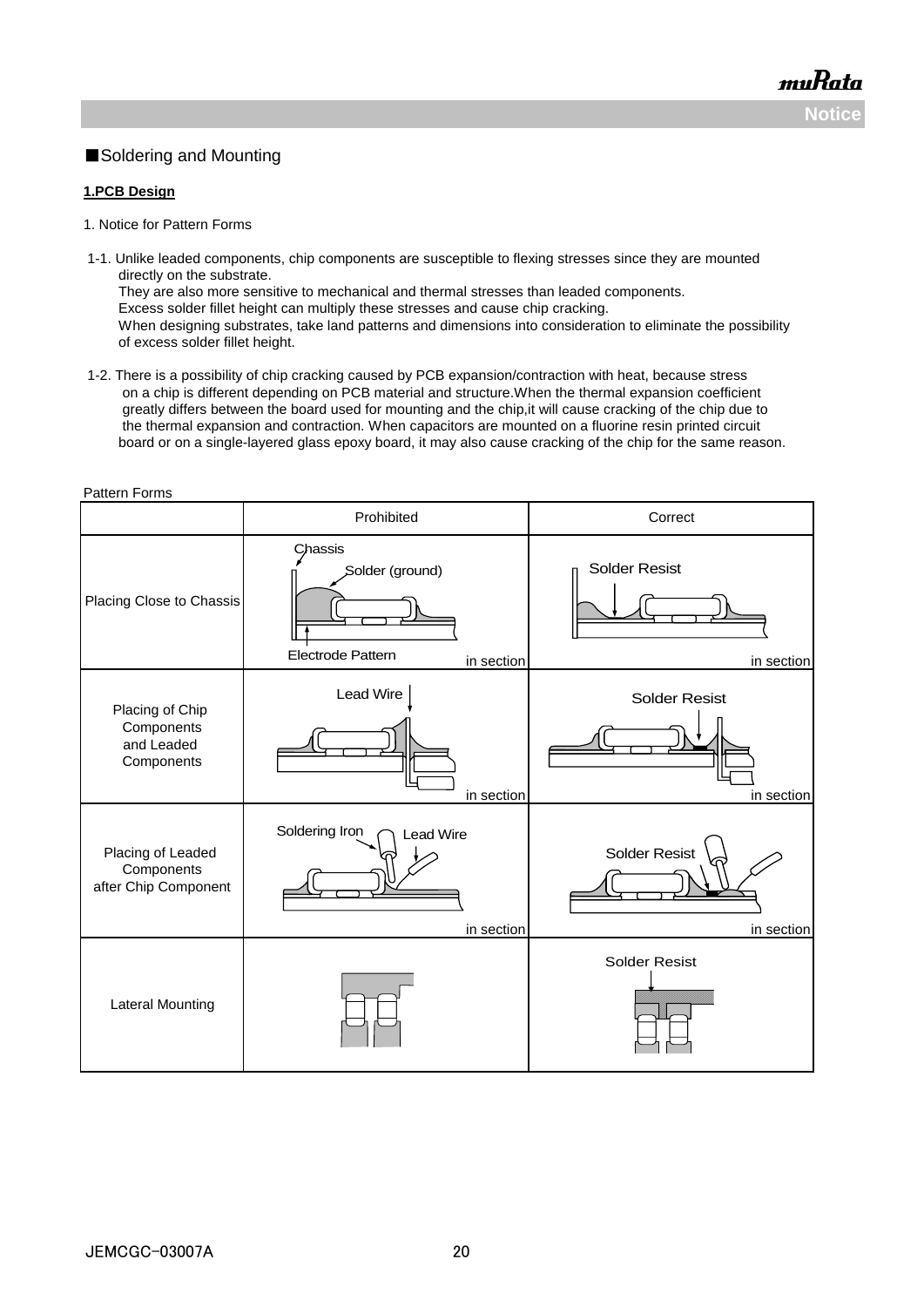■Soldering and Mounting

**1.PCB Design**

1. Notice for Pattern Forms

1-1. Unlike leaded components, chip components are susceptible to flexing stresses since they are mounted directly on the substrate.
They are also more sensitive to mechanical and thermal stresses than leaded components.
Excess solder fillet height can multiply these stresses and cause chip cracking.
When designing substrates, take land patterns and dimensions into consideration to eliminate the possibility of excess solder fillet height.

1-2. There is a possibility of chip cracking caused by PCB expansion/contraction with heat, because stress on a chip is different depending on PCB material and structure.When the thermal expansion coefficient greatly differs between the board used for mounting and the chip,it will cause cracking of the chip due to the thermal expansion and contraction. When capacitors are mounted on a fluorine resin printed circuit board or on a single-layered glass epoxy board, it may also cause cracking of the chip for the same reason.

Pattern Forms

| | Prohibited | Correct |
|---|---|---|
| Placing Close to Chassis | Chassis / Solder (ground) / Electrode Pattern (in section) | Solder Resist (in section) |
| Placing of Chip Components and Leaded Components | Lead Wire (in section) | Solder Resist (in section) |
| Placing of Leaded Components after Chip Component | Soldering Iron / Lead Wire (in section) | Solder Resist (in section) |
| Lateral Mounting | | Solder Resist |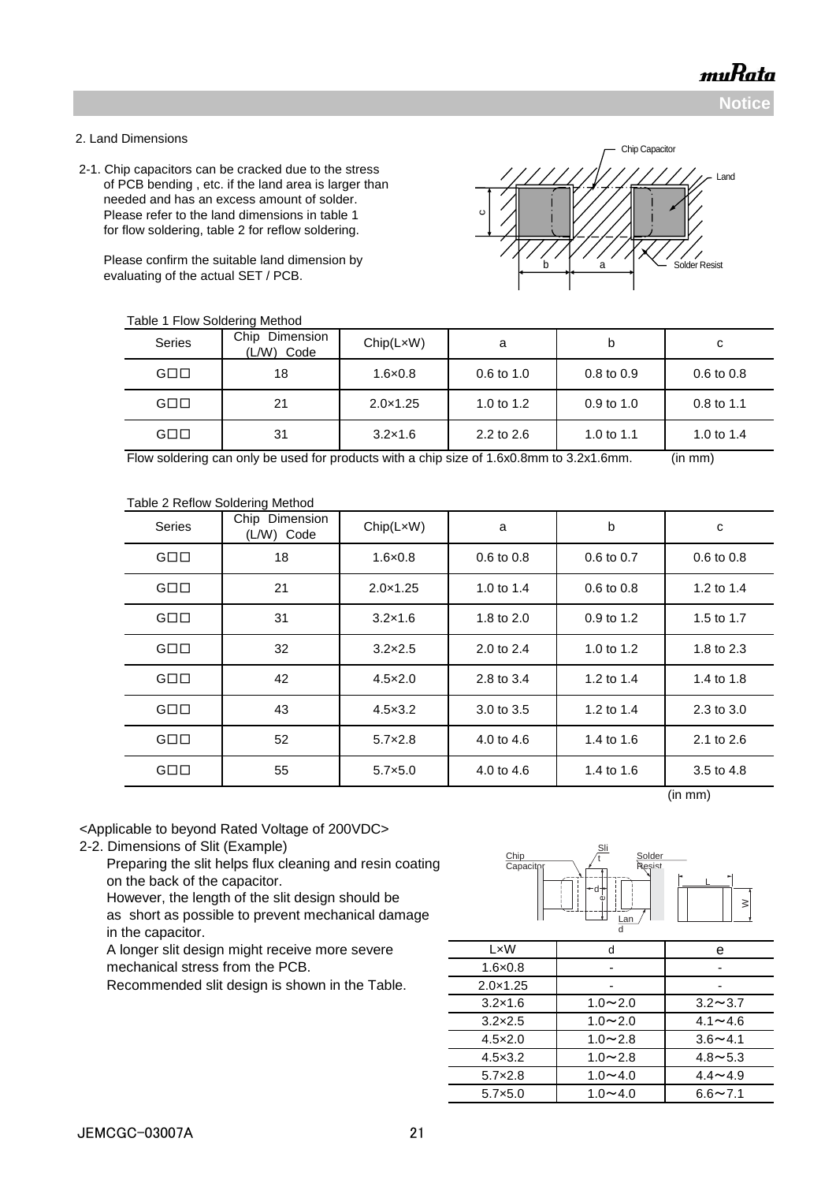2. Land Dimensions

2-1. Chip capacitors can be cracked due to the stress of PCB bending , etc. if the land area is larger than needed and has an excess amount of solder. Please refer to the land dimensions in table 1 for flow soldering, table 2 for reflow soldering.

Please confirm the suitable land dimension by evaluating of the actual SET / PCB.

Chip Capacitor | Land | Solder Resist | c | b | a

Table 1 Flow Soldering Method

| Series | Chip Dimension (L/W) Code | Chip(L×W) | a | b | c |
|---|---|---|---|---|---|
| G□□ | 18 | 1.6×0.8 | 0.6 to 1.0 | 0.8 to 0.9 | 0.6 to 0.8 |
| G□□ | 21 | 2.0×1.25 | 1.0 to 1.2 | 0.9 to 1.0 | 0.8 to 1.1 |
| G□□ | 31 | 3.2×1.6 | 2.2 to 2.6 | 1.0 to 1.1 | 1.0 to 1.4 |

Flow soldering can only be used for products with a chip size of 1.6x0.8mm to 3.2x1.6mm. (in mm)

Table 2 Reflow Soldering Method

| Series | Chip Dimension (L/W) Code | Chip(L×W) | a | b | c |
|---|---|---|---|---|---|
| G□□ | 18 | 1.6×0.8 | 0.6 to 0.8 | 0.6 to 0.7 | 0.6 to 0.8 |
| G□□ | 21 | 2.0×1.25 | 1.0 to 1.4 | 0.6 to 0.8 | 1.2 to 1.4 |
| G□□ | 31 | 3.2×1.6 | 1.8 to 2.0 | 0.9 to 1.2 | 1.5 to 1.7 |
| G□□ | 32 | 3.2×2.5 | 2.0 to 2.4 | 1.0 to 1.2 | 1.8 to 2.3 |
| G□□ | 42 | 4.5×2.0 | 2.8 to 3.4 | 1.2 to 1.4 | 1.4 to 1.8 |
| G□□ | 43 | 4.5×3.2 | 3.0 to 3.5 | 1.2 to 1.4 | 2.3 to 3.0 |
| G□□ | 52 | 5.7×2.8 | 4.0 to 4.6 | 1.4 to 1.6 | 2.1 to 2.6 |
| G□□ | 55 | 5.7×5.0 | 4.0 to 4.6 | 1.4 to 1.6 | 3.5 to 4.8 |

(in mm)

<Applicable to beyond Rated Voltage of 200VDC>

2-2. Dimensions of Slit (Example)

Preparing the slit helps flux cleaning and resin coating on the back of the capacitor.
However, the length of the slit design should be as short as possible to prevent mechanical damage in the capacitor.
A longer slit design might receive more severe mechanical stress from the PCB.
Recommended slit design is shown in the Table.

Chip Capacitor | Slit | Solder Resist | Land | d | e | L | W

| L×W | d | e |
|---|---|---|
| 1.6×0.8 | - | - |
| 2.0×1.25 | - | - |
| 3.2×1.6 | 1.0～2.0 | 3.2～3.7 |
| 3.2×2.5 | 1.0～2.0 | 4.1～4.6 |
| 4.5×2.0 | 1.0～2.8 | 3.6～4.1 |
| 4.5×3.2 | 1.0～2.8 | 4.8～5.3 |
| 5.7×2.8 | 1.0～4.0 | 4.4～4.9 |
| 5.7×5.0 | 1.0～4.0 | 6.6～7.1 |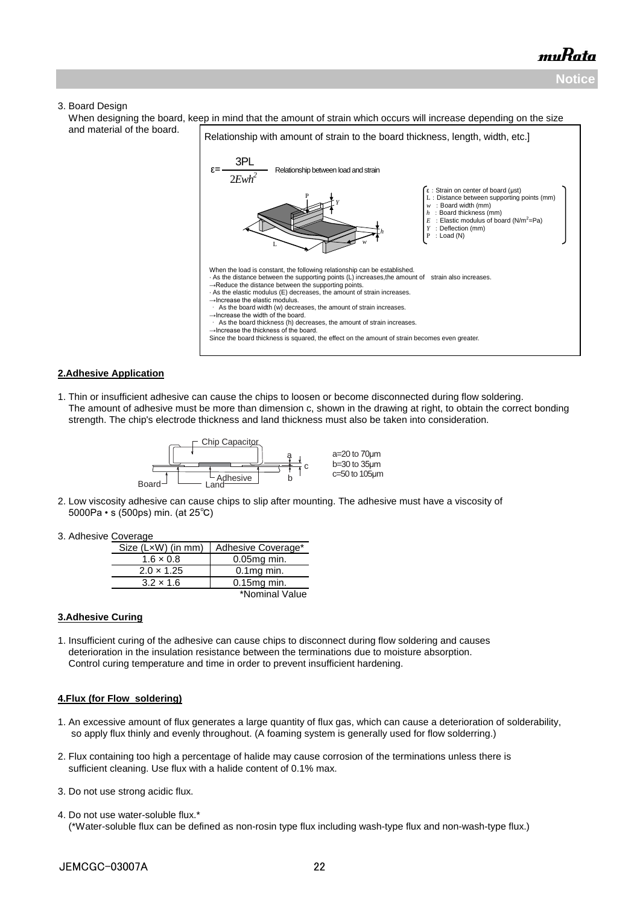3. Board Design

When designing the board, keep in mind that the amount of strain which occurs will increase depending on the size and material of the board.

Relationship with amount of strain to the board thickness, length, width, etc.]

$$\varepsilon = \frac{3PL}{2Ewh^2}$$

Relationship between load and strain

- ε : Strain on center of board (μst)
- L : Distance between supporting points (mm)
- $w$ : Board width (mm)
- $h$ : Board thickness (mm)
- $E$ : Elastic modulus of board (N/m$^2$=Pa)
- $Y$ : Deflection (mm)
- P : Load (N)

When the load is constant, the following relationship can be established.

- As the distance between the supporting points (L) increases,the amount of strain also increases.
  →Reduce the distance between the supporting points.
- As the elastic modulus (E) decreases, the amount of strain increases.
  →Increase the elastic modulus.
- As the board width (w) decreases, the amount of strain increases.
  →Increase the width of the board.
- As the board thickness (h) decreases, the amount of strain increases.
  →Increase the thickness of the board.

Since the board thickness is squared, the effect on the amount of strain becomes even greater.

## 2.Adhesive Application

1. Thin or insufficient adhesive can cause the chips to loosen or become disconnected during flow soldering.
   The amount of adhesive must be more than dimension c, shown in the drawing at right, to obtain the correct bonding strength. The chip's electrode thickness and land thickness must also be taken into consideration.

   Chip Capacitor, Board, Land, Adhesive

   a=20 to 70μm
   b=30 to 35μm
   c=50 to 105μm

2. Low viscosity adhesive can cause chips to slip after mounting. The adhesive must have a viscosity of 5000Pa • s (500ps) min. (at 25℃)

3. Adhesive Coverage

| Size (L×W) (in mm) | Adhesive Coverage* |
|---|---|
| 1.6 × 0.8 | 0.05mg min. |
| 2.0 × 1.25 | 0.1mg min. |
| 3.2 × 1.6 | 0.15mg min. |

*Nominal Value

## 3.Adhesive Curing

1. Insufficient curing of the adhesive can cause chips to disconnect during flow soldering and causes deterioration in the insulation resistance between the terminations due to moisture absorption. Control curing temperature and time in order to prevent insufficient hardening.

## 4.Flux (for Flow soldering)

1. An excessive amount of flux generates a large quantity of flux gas, which can cause a deterioration of solderability, so apply flux thinly and evenly throughout. (A foaming system is generally used for flow solderring.)

2. Flux containing too high a percentage of halide may cause corrosion of the terminations unless there is sufficient cleaning. Use flux with a halide content of 0.1% max.

3. Do not use strong acidic flux.

4. Do not use water-soluble flux.*
   (*Water-soluble flux can be defined as non-rosin type flux including wash-type flux and non-wash-type flux.)

JEMCGC-03007A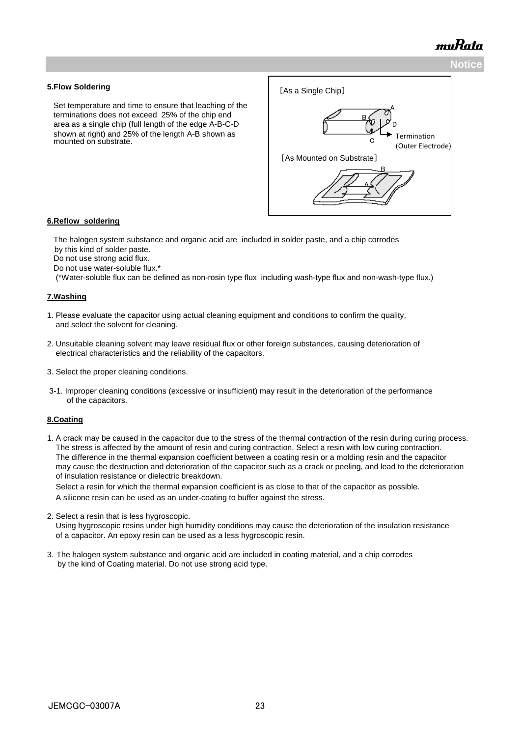### 5.Flow Soldering

Set temperature and time to ensure that leaching of the terminations does not exceed 25% of the chip end area as a single chip (full length of the edge A-B-C-D shown at right) and 25% of the length A-B shown as mounted on substrate.

［As a Single Chip］

A
B
D
C
Termination (Outer Electrode)

［As Mounted on Substrate］

B
A

### 6.Reflow soldering

The halogen system substance and organic acid are included in solder paste, and a chip corrodes by this kind of solder paste.
Do not use strong acid flux.
Do not use water-soluble flux.*
(*Water-soluble flux can be defined as non-rosin type flux including wash-type flux and non-wash-type flux.)

### 7.Washing

1. Please evaluate the capacitor using actual cleaning equipment and conditions to confirm the quality, and select the solvent for cleaning.

2. Unsuitable cleaning solvent may leave residual flux or other foreign substances, causing deterioration of electrical characteristics and the reliability of the capacitors.

3. Select the proper cleaning conditions.

3-1. Improper cleaning conditions (excessive or insufficient) may result in the deterioration of the performance of the capacitors.

### 8.Coating

1. A crack may be caused in the capacitor due to the stress of the thermal contraction of the resin during curing process. The stress is affected by the amount of resin and curing contraction. Select a resin with low curing contraction. The difference in the thermal expansion coefficient between a coating resin or a molding resin and the capacitor may cause the destruction and deterioration of the capacitor such as a crack or peeling, and lead to the deterioration of insulation resistance or dielectric breakdown.
   Select a resin for which the thermal expansion coefficient is as close to that of the capacitor as possible.
   A silicone resin can be used as an under-coating to buffer against the stress.

2. Select a resin that is less hygroscopic.
   Using hygroscopic resins under high humidity conditions may cause the deterioration of the insulation resistance of a capacitor. An epoxy resin can be used as a less hygroscopic resin.

3. The halogen system substance and organic acid are included in coating material, and a chip corrodes by the kind of Coating material. Do not use strong acid type.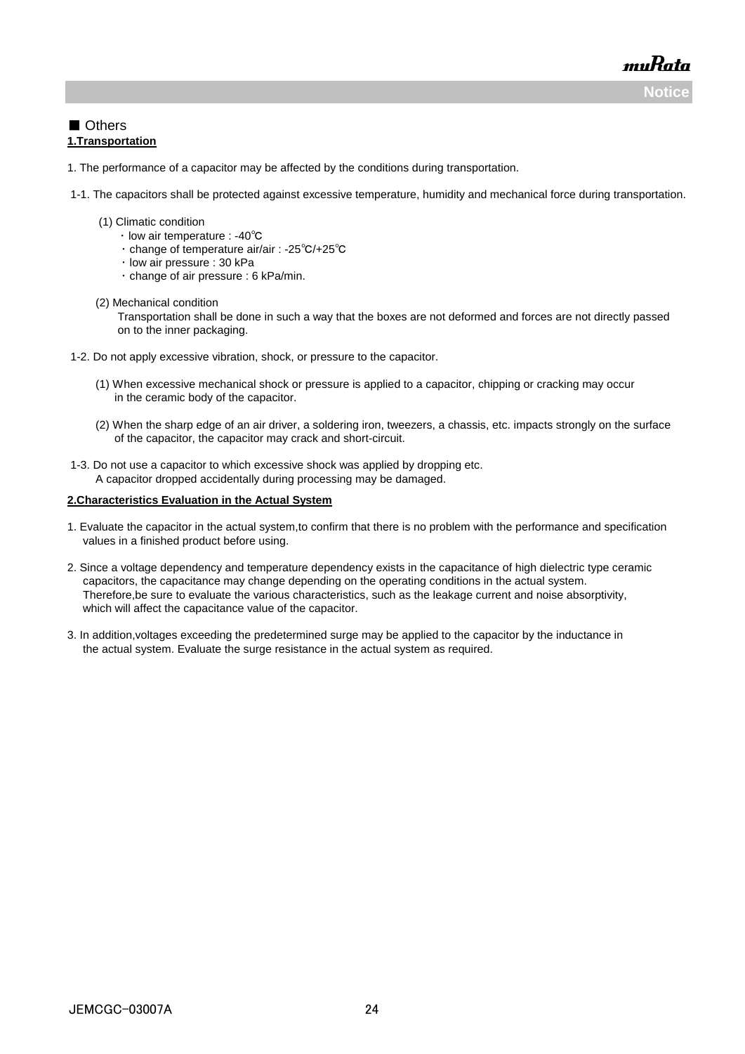■ Others

**1.Transportation**

1. The performance of a capacitor may be affected by the conditions during transportation.

1-1. The capacitors shall be protected against excessive temperature, humidity and mechanical force during transportation.

(1) Climatic condition
- ・low air temperature : -40℃
- ・change of temperature air/air : -25℃/+25℃
- ・low air pressure : 30 kPa
- ・change of air pressure : 6 kPa/min.

(2) Mechanical condition
Transportation shall be done in such a way that the boxes are not deformed and forces are not directly passed on to the inner packaging.

1-2. Do not apply excessive vibration, shock, or pressure to the capacitor.

(1) When excessive mechanical shock or pressure is applied to a capacitor, chipping or cracking may occur in the ceramic body of the capacitor.

(2) When the sharp edge of an air driver, a soldering iron, tweezers, a chassis, etc. impacts strongly on the surface of the capacitor, the capacitor may crack and short-circuit.

1-3. Do not use a capacitor to which excessive shock was applied by dropping etc.
A capacitor dropped accidentally during processing may be damaged.

**2.Characteristics Evaluation in the Actual System**

1. Evaluate the capacitor in the actual system,to confirm that there is no problem with the performance and specification values in a finished product before using.

2. Since a voltage dependency and temperature dependency exists in the capacitance of high dielectric type ceramic capacitors, the capacitance may change depending on the operating conditions in the actual system. Therefore,be sure to evaluate the various characteristics, such as the leakage current and noise absorptivity, which will affect the capacitance value of the capacitor.

3. In addition,voltages exceeding the predetermined surge may be applied to the capacitor by the inductance in the actual system. Evaluate the surge resistance in the actual system as required.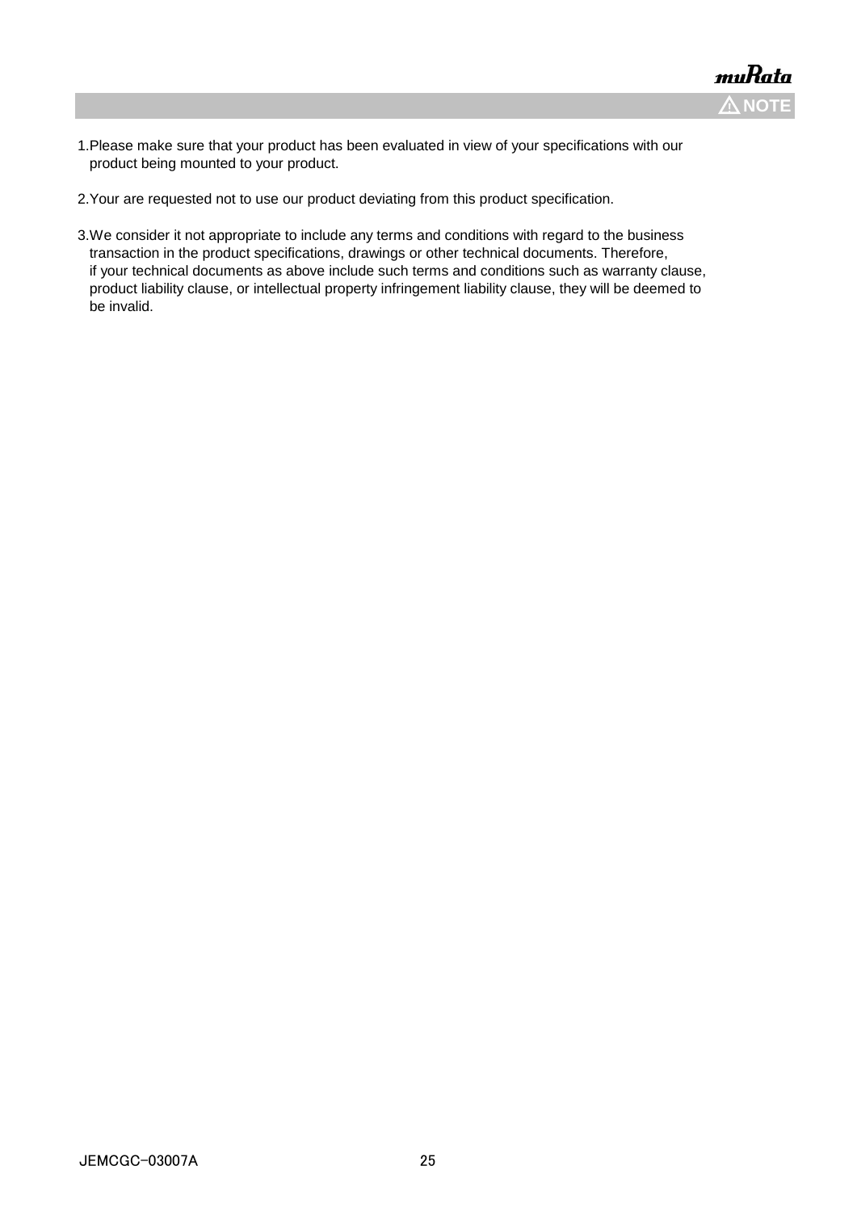⚠NOTE

1. Please make sure that your product has been evaluated in view of your specifications with our product being mounted to your product.

2. Your are requested not to use our product deviating from this product specification.

3. We consider it not appropriate to include any terms and conditions with regard to the business transaction in the product specifications, drawings or other technical documents. Therefore, if your technical documents as above include such terms and conditions such as warranty clause, product liability clause, or intellectual property infringement liability clause, they will be deemed to be invalid.